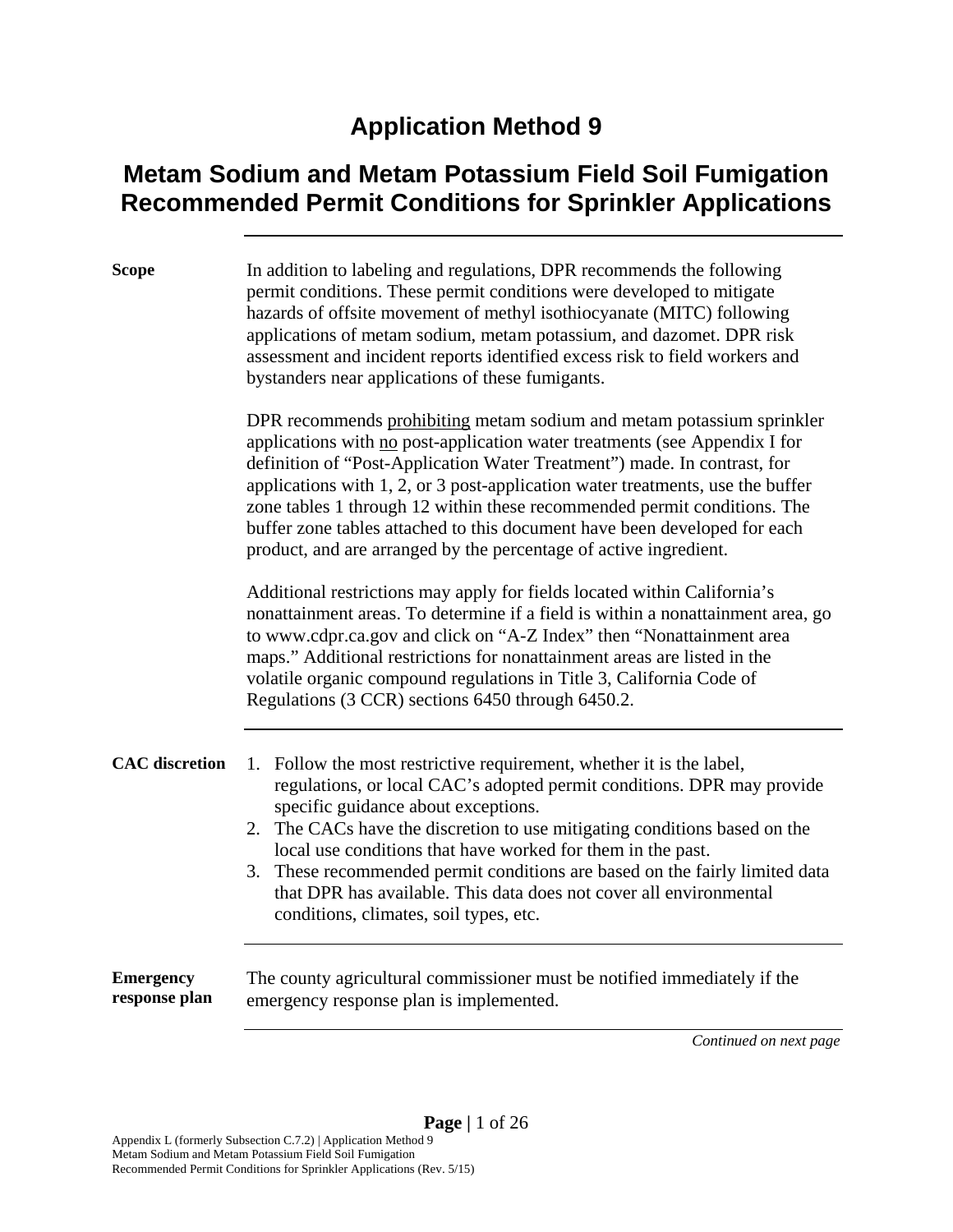# Application Method 9

## Metam Sodium and Metam Potassium Field Soil Fumigation Recommended Permit Conditions for Sprinkler Applications

**Scope**

In addition to labeling and regulations, DPR recommends the following permit conditions. These permit conditions were developed to mitigate hazards of offsite movement of methyl isothiocyanate (MITC) following applications of metam sodium, metam potassium, and dazomet. DPR risk assessment and incident reports identified excess risk to field workers and bystanders near applications of these fumigants.

DPR recommends <u>prohibiting</u> metam sodium and metam potassium sprinkler applications with <u>no</u> post-application water treatments (see Appendix I for definition of "Post-Application Water Treatment") made. In contrast, for applications with 1, 2, or 3 post-application water treatments, use the buffer zone tables 1 through 12 within these recommended permit conditions. The buffer zone tables attached to this document have been developed for each product, and are arranged by the percentage of active ingredient.

Additional restrictions may apply for fields located within California's nonattainment areas. To determine if a field is within a nonattainment area, go to www.cdpr.ca.gov and click on "A-Z Index" then "Nonattainment area maps." Additional restrictions for nonattainment areas are listed in the volatile organic compound regulations in Title 3, California Code of Regulations (3 CCR) sections 6450 through 6450.2.

**CAC discretion**

1. Follow the most restrictive requirement, whether it is the label, regulations, or local CAC's adopted permit conditions. DPR may provide specific guidance about exceptions.
2. The CACs have the discretion to use mitigating conditions based on the local use conditions that have worked for them in the past.
3. These recommended permit conditions are based on the fairly limited data that DPR has available. This data does not cover all environmental conditions, climates, soil types, etc.

**Emergency response plan**

The county agricultural commissioner must be notified immediately if the emergency response plan is implemented.

*Continued on next page*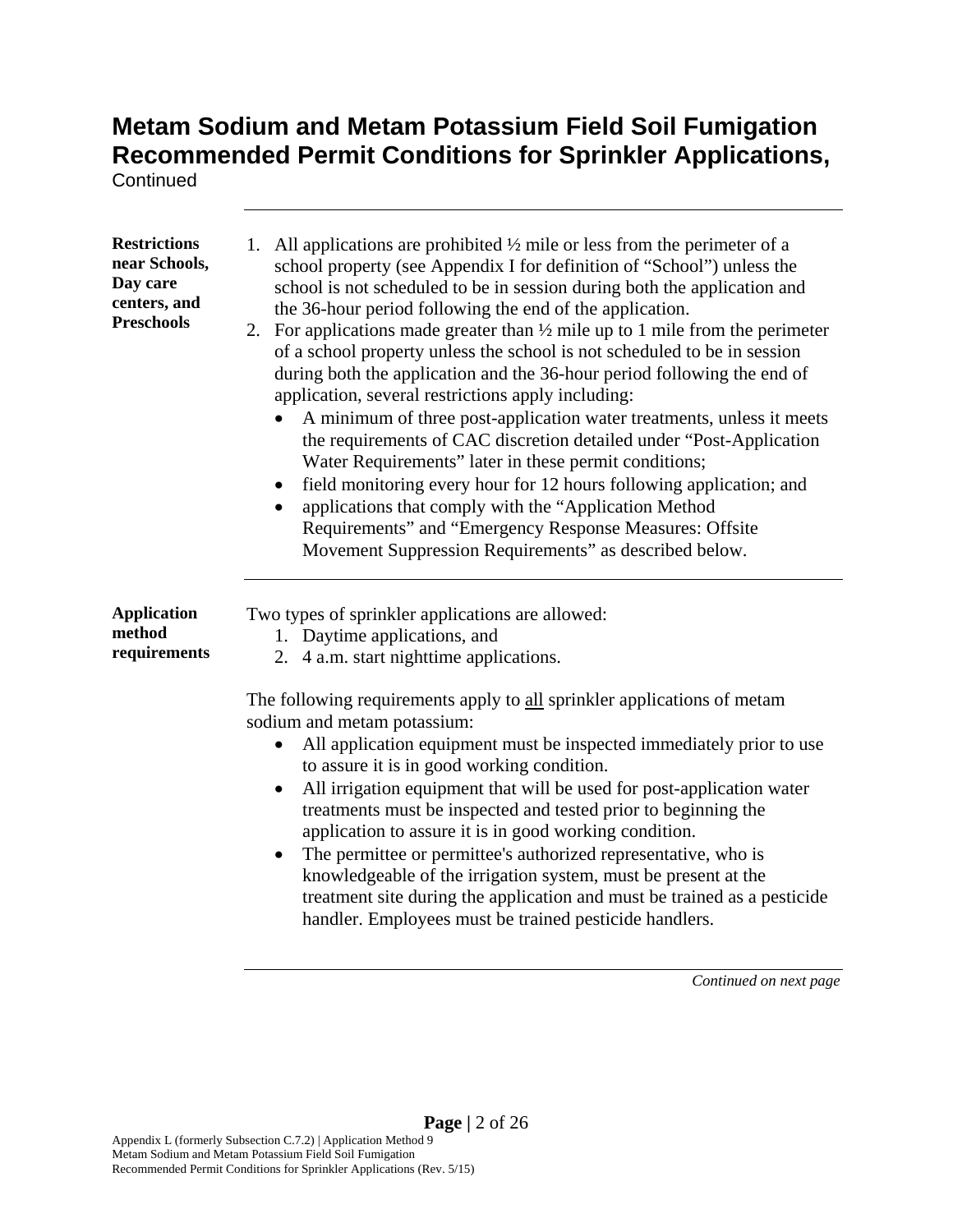# Metam Sodium and Metam Potassium Field Soil Fumigation Recommended Permit Conditions for Sprinkler Applications, Continued

**Restrictions near Schools, Day care centers, and Preschools**

1. All applications are prohibited ½ mile or less from the perimeter of a school property (see Appendix I for definition of "School") unless the school is not scheduled to be in session during both the application and the 36-hour period following the end of the application.
2. For applications made greater than ½ mile up to 1 mile from the perimeter of a school property unless the school is not scheduled to be in session during both the application and the 36-hour period following the end of application, several restrictions apply including:
   - A minimum of three post-application water treatments, unless it meets the requirements of CAC discretion detailed under "Post-Application Water Requirements" later in these permit conditions;
   - field monitoring every hour for 12 hours following application; and
   - applications that comply with the "Application Method Requirements" and "Emergency Response Measures: Offsite Movement Suppression Requirements" as described below.

**Application method requirements**

Two types of sprinkler applications are allowed:

1. Daytime applications, and
2. 4 a.m. start nighttime applications.

The following requirements apply to all sprinkler applications of metam sodium and metam potassium:

- All application equipment must be inspected immediately prior to use to assure it is in good working condition.
- All irrigation equipment that will be used for post-application water treatments must be inspected and tested prior to beginning the application to assure it is in good working condition.
- The permittee or permittee's authorized representative, who is knowledgeable of the irrigation system, must be present at the treatment site during the application and must be trained as a pesticide handler. Employees must be trained pesticide handlers.

*Continued on next page*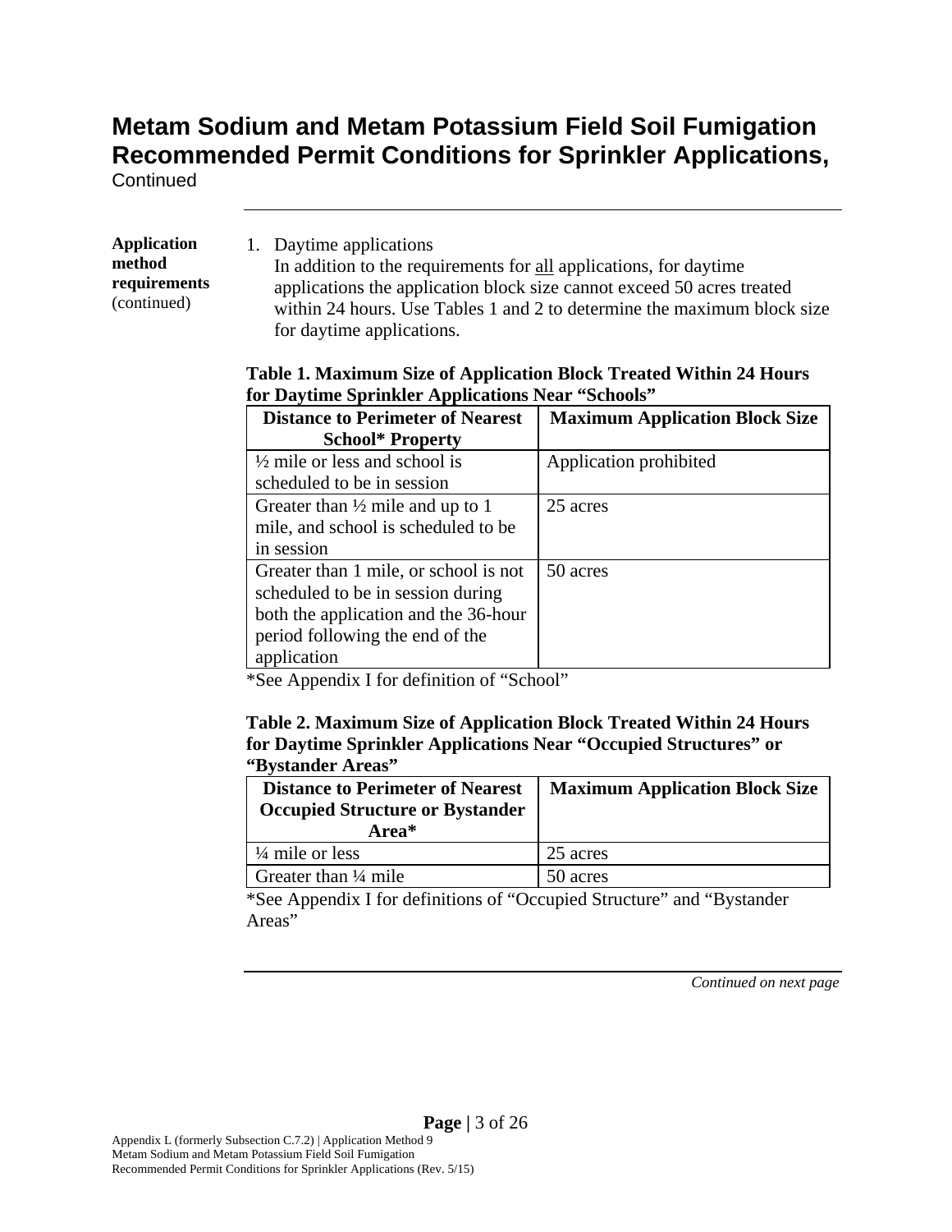# Metam Sodium and Metam Potassium Field Soil Fumigation Recommended Permit Conditions for Sprinkler Applications, Continued

**Application method requirements** (continued)

1. Daytime applications
   In addition to the requirements for all applications, for daytime applications the application block size cannot exceed 50 acres treated within 24 hours. Use Tables 1 and 2 to determine the maximum block size for daytime applications.

**Table 1. Maximum Size of Application Block Treated Within 24 Hours for Daytime Sprinkler Applications Near "Schools"**

| Distance to Perimeter of Nearest School* Property | Maximum Application Block Size |
|---|---|
| ½ mile or less and school is scheduled to be in session | Application prohibited |
| Greater than ½ mile and up to 1 mile, and school is scheduled to be in session | 25 acres |
| Greater than 1 mile, or school is not scheduled to be in session during both the application and the 36-hour period following the end of the application | 50 acres |

*See Appendix I for definition of "School"

**Table 2. Maximum Size of Application Block Treated Within 24 Hours for Daytime Sprinkler Applications Near "Occupied Structures" or "Bystander Areas"**

| Distance to Perimeter of Nearest Occupied Structure or Bystander Area* | Maximum Application Block Size |
|---|---|
| ¼ mile or less | 25 acres |
| Greater than ¼ mile | 50 acres |

*See Appendix I for definitions of "Occupied Structure" and "Bystander Areas"

*Continued on next page*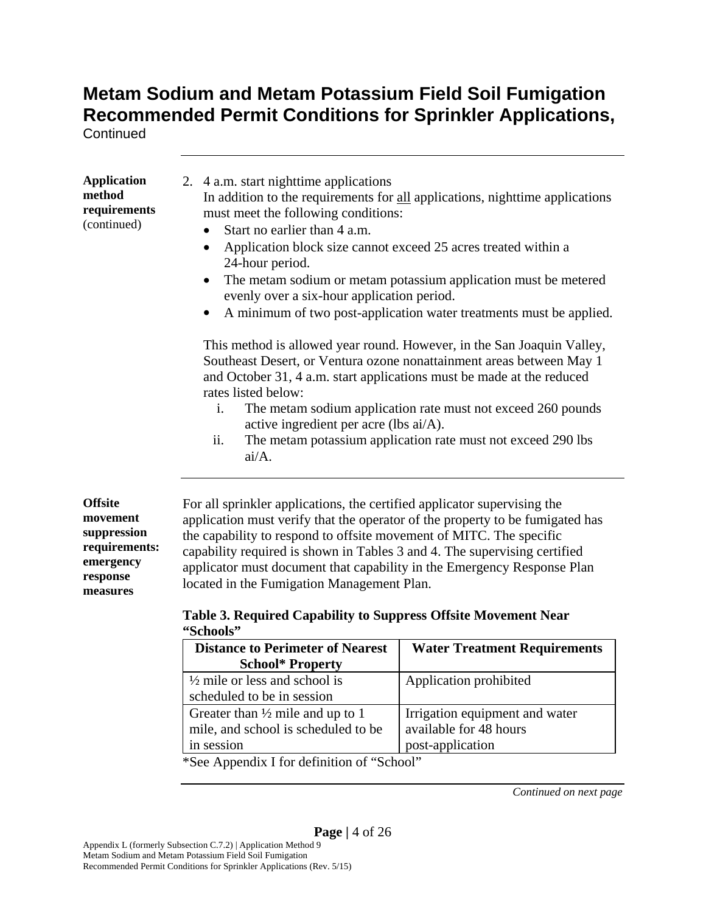# Metam Sodium and Metam Potassium Field Soil Fumigation Recommended Permit Conditions for Sprinkler Applications,

Continued

**Application method requirements** (continued)

2. 4 a.m. start nighttime applications

   In addition to the requirements for <u>all</u> applications, nighttime applications must meet the following conditions:

   - Start no earlier than 4 a.m.
   - Application block size cannot exceed 25 acres treated within a 24-hour period.
   - The metam sodium or metam potassium application must be metered evenly over a six-hour application period.
   - A minimum of two post-application water treatments must be applied.

   This method is allowed year round. However, in the San Joaquin Valley, Southeast Desert, or Ventura ozone nonattainment areas between May 1 and October 31, 4 a.m. start applications must be made at the reduced rates listed below:

   i. The metam sodium application rate must not exceed 260 pounds active ingredient per acre (lbs ai/A).

   ii. The metam potassium application rate must not exceed 290 lbs ai/A.

**Offsite movement suppression requirements: emergency response measures**

For all sprinkler applications, the certified applicator supervising the application must verify that the operator of the property to be fumigated has the capability to respond to offsite movement of MITC. The specific capability required is shown in Tables 3 and 4. The supervising certified applicator must document that capability in the Emergency Response Plan located in the Fumigation Management Plan.

**Table 3. Required Capability to Suppress Offsite Movement Near "Schools"**

| Distance to Perimeter of Nearest School* Property | Water Treatment Requirements |
|---|---|
| ½ mile or less and school is scheduled to be in session | Application prohibited |
| Greater than ½ mile and up to 1 mile, and school is scheduled to be in session | Irrigation equipment and water available for 48 hours post-application |

*See Appendix I for definition of "School"

*Continued on next page*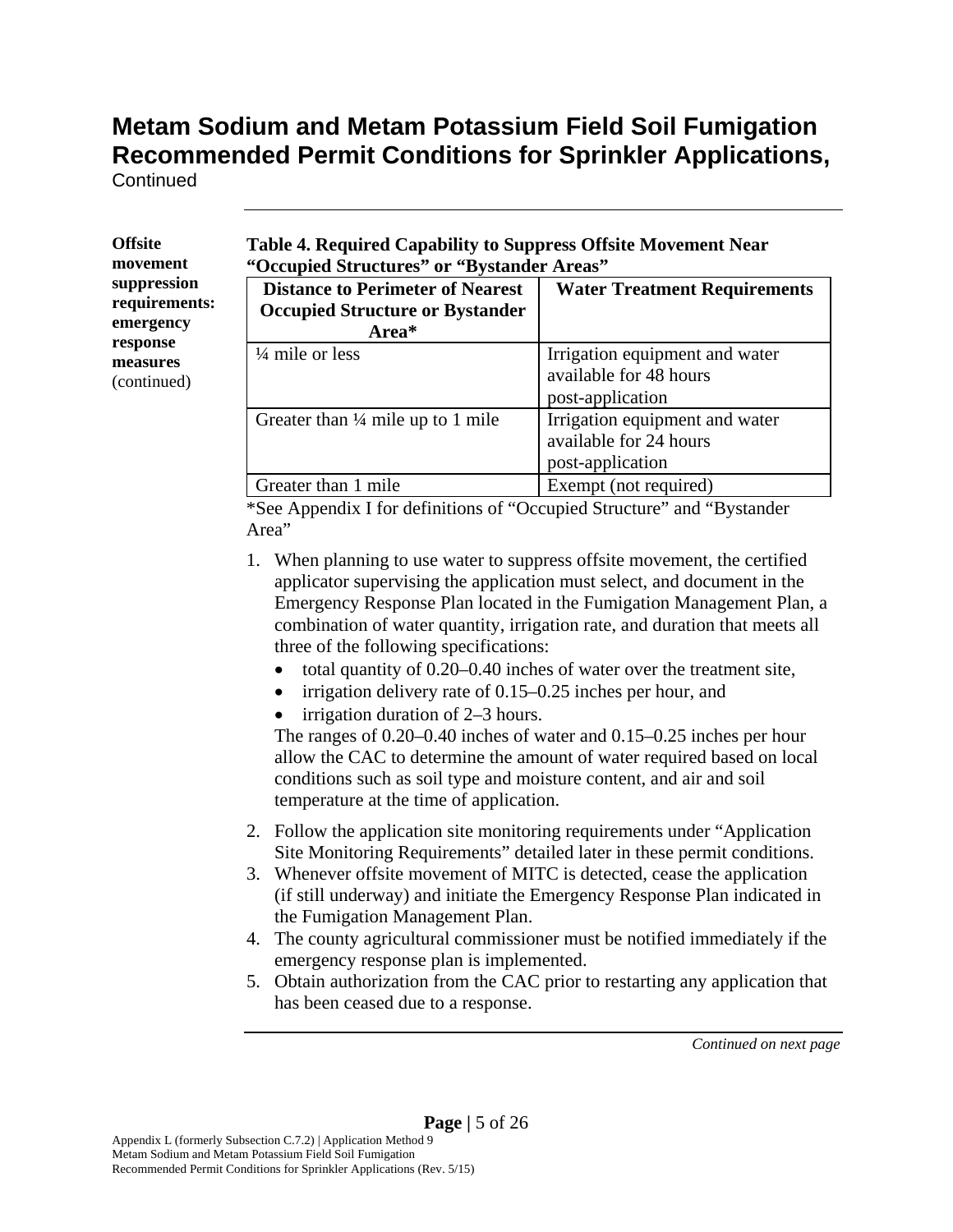# Metam Sodium and Metam Potassium Field Soil Fumigation Recommended Permit Conditions for Sprinkler Applications, Continued

**Offsite movement suppression requirements: emergency response measures** (continued)

**Table 4. Required Capability to Suppress Offsite Movement Near "Occupied Structures" or "Bystander Areas"**

| Distance to Perimeter of Nearest Occupied Structure or Bystander Area* | Water Treatment Requirements |
|---|---|
| ¼ mile or less | Irrigation equipment and water available for 48 hours post-application |
| Greater than ¼ mile up to 1 mile | Irrigation equipment and water available for 24 hours post-application |
| Greater than 1 mile | Exempt (not required) |

*See Appendix I for definitions of "Occupied Structure" and "Bystander Area"

1. When planning to use water to suppress offsite movement, the certified applicator supervising the application must select, and document in the Emergency Response Plan located in the Fumigation Management Plan, a combination of water quantity, irrigation rate, and duration that meets all three of the following specifications:
   - total quantity of 0.20–0.40 inches of water over the treatment site,
   - irrigation delivery rate of 0.15–0.25 inches per hour, and
   - irrigation duration of 2–3 hours.

   The ranges of 0.20–0.40 inches of water and 0.15–0.25 inches per hour allow the CAC to determine the amount of water required based on local conditions such as soil type and moisture content, and air and soil temperature at the time of application.
2. Follow the application site monitoring requirements under "Application Site Monitoring Requirements" detailed later in these permit conditions.
3. Whenever offsite movement of MITC is detected, cease the application (if still underway) and initiate the Emergency Response Plan indicated in the Fumigation Management Plan.
4. The county agricultural commissioner must be notified immediately if the emergency response plan is implemented.
5. Obtain authorization from the CAC prior to restarting any application that has been ceased due to a response.

*Continued on next page*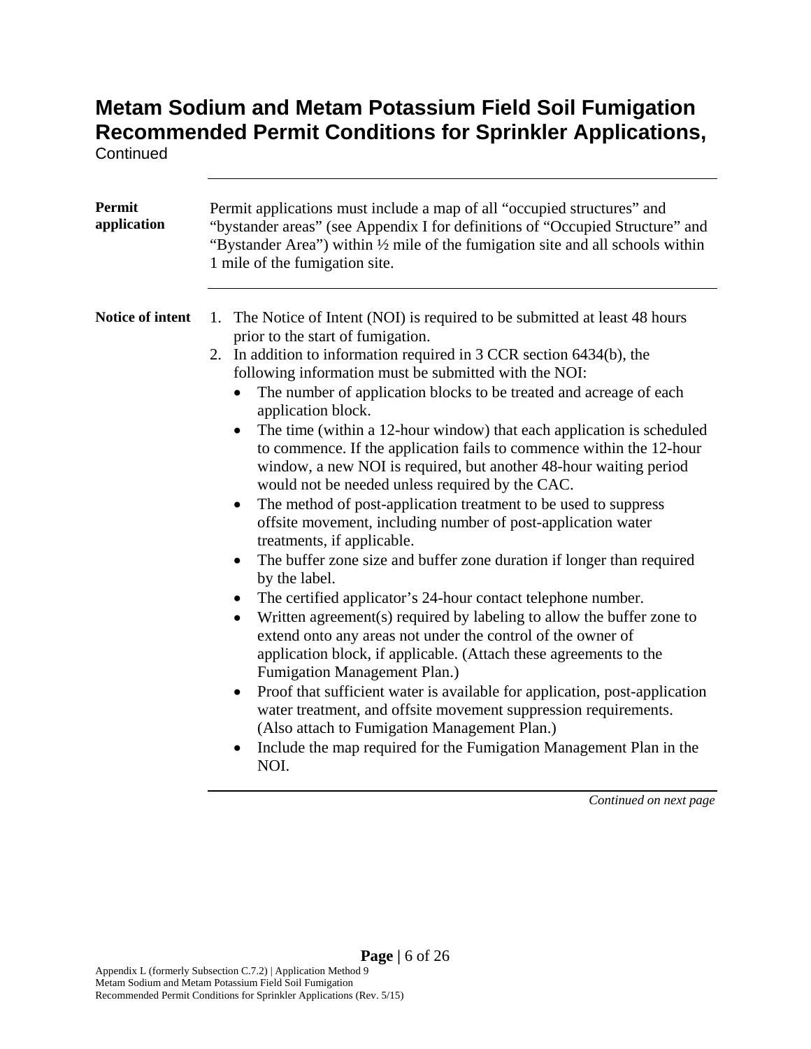# Metam Sodium and Metam Potassium Field Soil Fumigation Recommended Permit Conditions for Sprinkler Applications, Continued

**Permit application**

Permit applications must include a map of all “occupied structures” and “bystander areas” (see Appendix I for definitions of “Occupied Structure” and “Bystander Area”) within ½ mile of the fumigation site and all schools within 1 mile of the fumigation site.

**Notice of intent**

1. The Notice of Intent (NOI) is required to be submitted at least 48 hours prior to the start of fumigation.
2. In addition to information required in 3 CCR section 6434(b), the following information must be submitted with the NOI:
   - The number of application blocks to be treated and acreage of each application block.
   - The time (within a 12-hour window) that each application is scheduled to commence. If the application fails to commence within the 12-hour window, a new NOI is required, but another 48-hour waiting period would not be needed unless required by the CAC.
   - The method of post-application treatment to be used to suppress offsite movement, including number of post-application water treatments, if applicable.
   - The buffer zone size and buffer zone duration if longer than required by the label.
   - The certified applicator’s 24-hour contact telephone number.
   - Written agreement(s) required by labeling to allow the buffer zone to extend onto any areas not under the control of the owner of application block, if applicable. (Attach these agreements to the Fumigation Management Plan.)
   - Proof that sufficient water is available for application, post-application water treatment, and offsite movement suppression requirements. (Also attach to Fumigation Management Plan.)
   - Include the map required for the Fumigation Management Plan in the NOI.

*Continued on next page*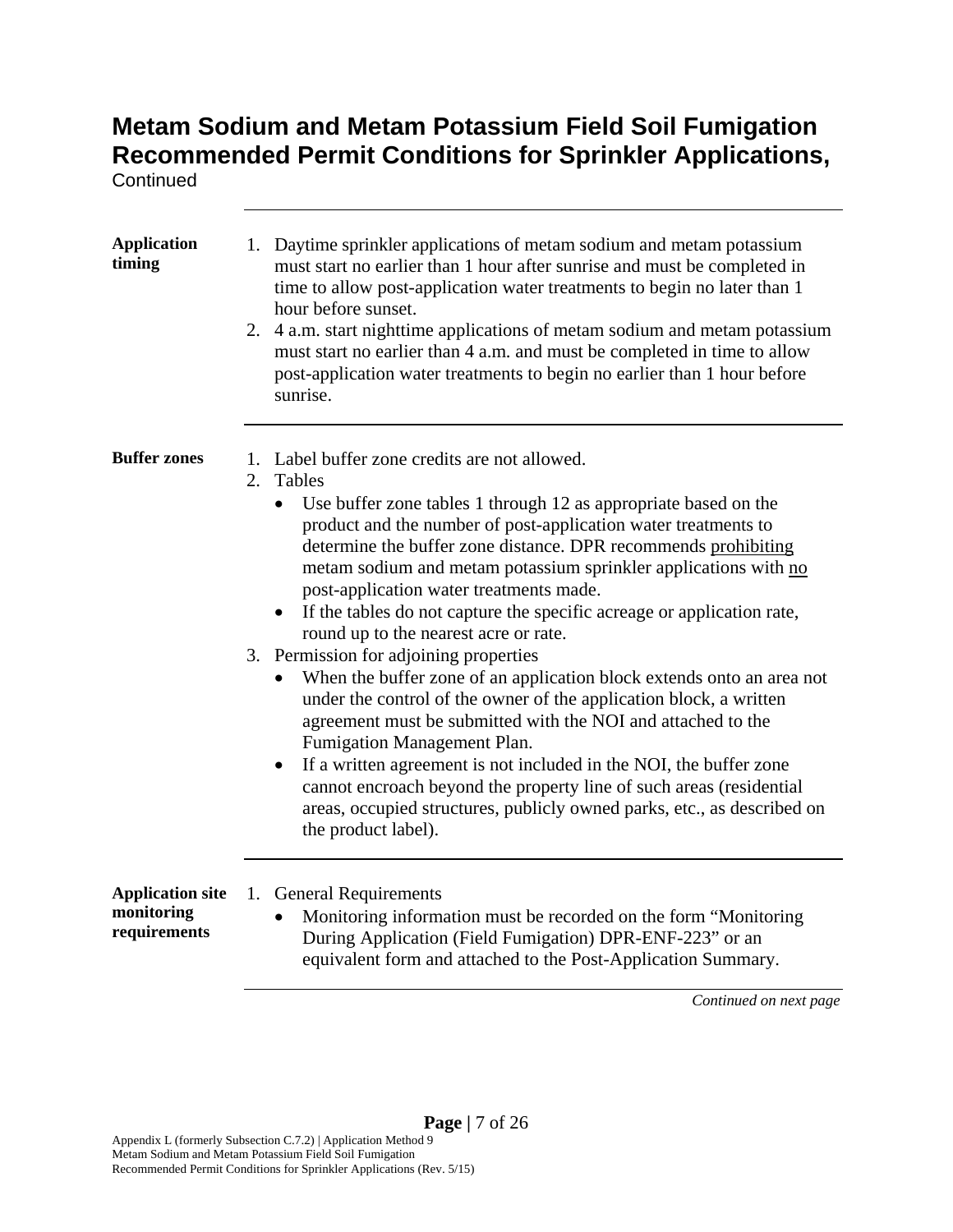# Metam Sodium and Metam Potassium Field Soil Fumigation Recommended Permit Conditions for Sprinkler Applications,

Continued

**Application timing**

1. Daytime sprinkler applications of metam sodium and metam potassium must start no earlier than 1 hour after sunrise and must be completed in time to allow post-application water treatments to begin no later than 1 hour before sunset.
2. 4 a.m. start nighttime applications of metam sodium and metam potassium must start no earlier than 4 a.m. and must be completed in time to allow post-application water treatments to begin no earlier than 1 hour before sunrise.

**Buffer zones**

1. Label buffer zone credits are not allowed.
2. Tables
   - Use buffer zone tables 1 through 12 as appropriate based on the product and the number of post-application water treatments to determine the buffer zone distance. DPR recommends prohibiting metam sodium and metam potassium sprinkler applications with no post-application water treatments made.
   - If the tables do not capture the specific acreage or application rate, round up to the nearest acre or rate.
3. Permission for adjoining properties
   - When the buffer zone of an application block extends onto an area not under the control of the owner of the application block, a written agreement must be submitted with the NOI and attached to the Fumigation Management Plan.
   - If a written agreement is not included in the NOI, the buffer zone cannot encroach beyond the property line of such areas (residential areas, occupied structures, publicly owned parks, etc., as described on the product label).

**Application site monitoring requirements**

1. General Requirements
   - Monitoring information must be recorded on the form "Monitoring During Application (Field Fumigation) DPR-ENF-223" or an equivalent form and attached to the Post-Application Summary.

*Continued on next page*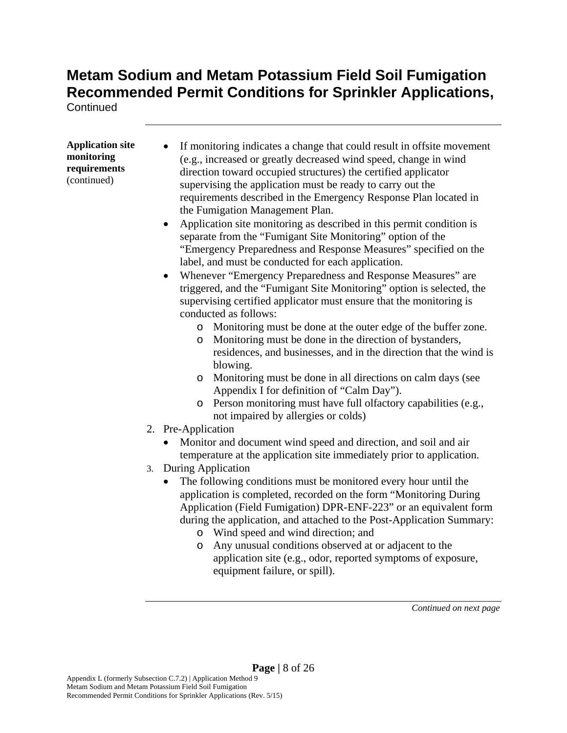# Metam Sodium and Metam Potassium Field Soil Fumigation Recommended Permit Conditions for Sprinkler Applications,

Continued

**Application site monitoring requirements** (continued)

- If monitoring indicates a change that could result in offsite movement (e.g., increased or greatly decreased wind speed, change in wind direction toward occupied structures) the certified applicator supervising the application must be ready to carry out the requirements described in the Emergency Response Plan located in the Fumigation Management Plan.
- Application site monitoring as described in this permit condition is separate from the "Fumigant Site Monitoring" option of the "Emergency Preparedness and Response Measures" specified on the label, and must be conducted for each application.
- Whenever "Emergency Preparedness and Response Measures" are triggered, and the "Fumigant Site Monitoring" option is selected, the supervising certified applicator must ensure that the monitoring is conducted as follows:
  - Monitoring must be done at the outer edge of the buffer zone.
  - Monitoring must be done in the direction of bystanders, residences, and businesses, and in the direction that the wind is blowing.
  - Monitoring must be done in all directions on calm days (see Appendix I for definition of "Calm Day").
  - Person monitoring must have full olfactory capabilities (e.g., not impaired by allergies or colds)

2. Pre-Application
   - Monitor and document wind speed and direction, and soil and air temperature at the application site immediately prior to application.
3. During Application
   - The following conditions must be monitored every hour until the application is completed, recorded on the form "Monitoring During Application (Field Fumigation) DPR-ENF-223" or an equivalent form during the application, and attached to the Post-Application Summary:
     - Wind speed and wind direction; and
     - Any unusual conditions observed at or adjacent to the application site (e.g., odor, reported symptoms of exposure, equipment failure, or spill).

*Continued on next page*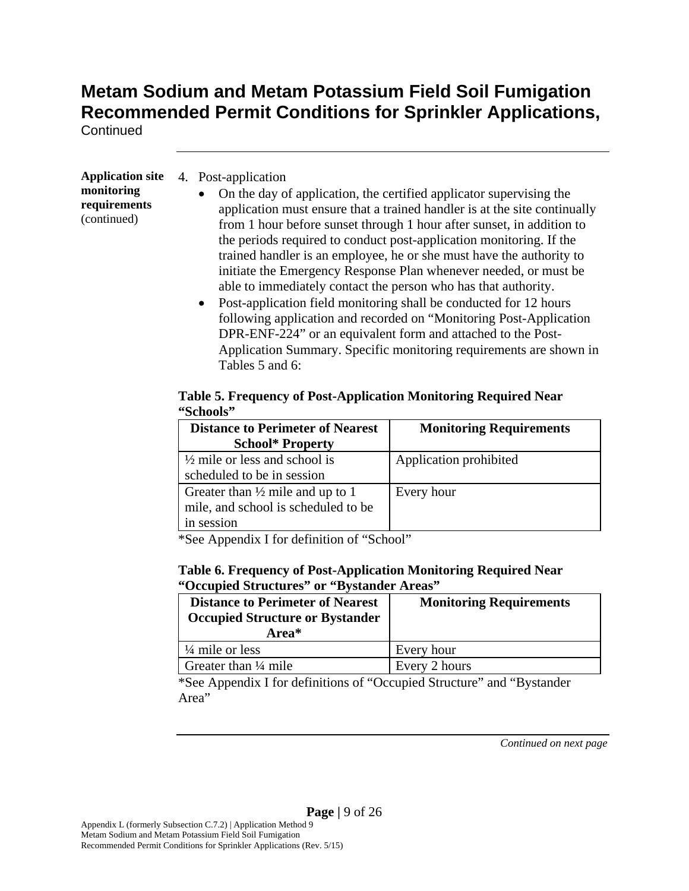# Metam Sodium and Metam Potassium Field Soil Fumigation Recommended Permit Conditions for Sprinkler Applications,

Continued

**Application site monitoring requirements** (continued)

4. Post-application
   - On the day of application, the certified applicator supervising the application must ensure that a trained handler is at the site continually from 1 hour before sunset through 1 hour after sunset, in addition to the periods required to conduct post-application monitoring. If the trained handler is an employee, he or she must have the authority to initiate the Emergency Response Plan whenever needed, or must be able to immediately contact the person who has that authority.
   - Post-application field monitoring shall be conducted for 12 hours following application and recorded on "Monitoring Post-Application DPR-ENF-224" or an equivalent form and attached to the Post-Application Summary. Specific monitoring requirements are shown in Tables 5 and 6:

**Table 5. Frequency of Post-Application Monitoring Required Near "Schools"**

| Distance to Perimeter of Nearest School* Property | Monitoring Requirements |
|---|---|
| ½ mile or less and school is scheduled to be in session | Application prohibited |
| Greater than ½ mile and up to 1 mile, and school is scheduled to be in session | Every hour |

*See Appendix I for definition of "School"

**Table 6. Frequency of Post-Application Monitoring Required Near "Occupied Structures" or "Bystander Areas"**

| Distance to Perimeter of Nearest Occupied Structure or Bystander Area* | Monitoring Requirements |
|---|---|
| ¼ mile or less | Every hour |
| Greater than ¼ mile | Every 2 hours |

*See Appendix I for definitions of "Occupied Structure" and "Bystander Area"

*Continued on next page*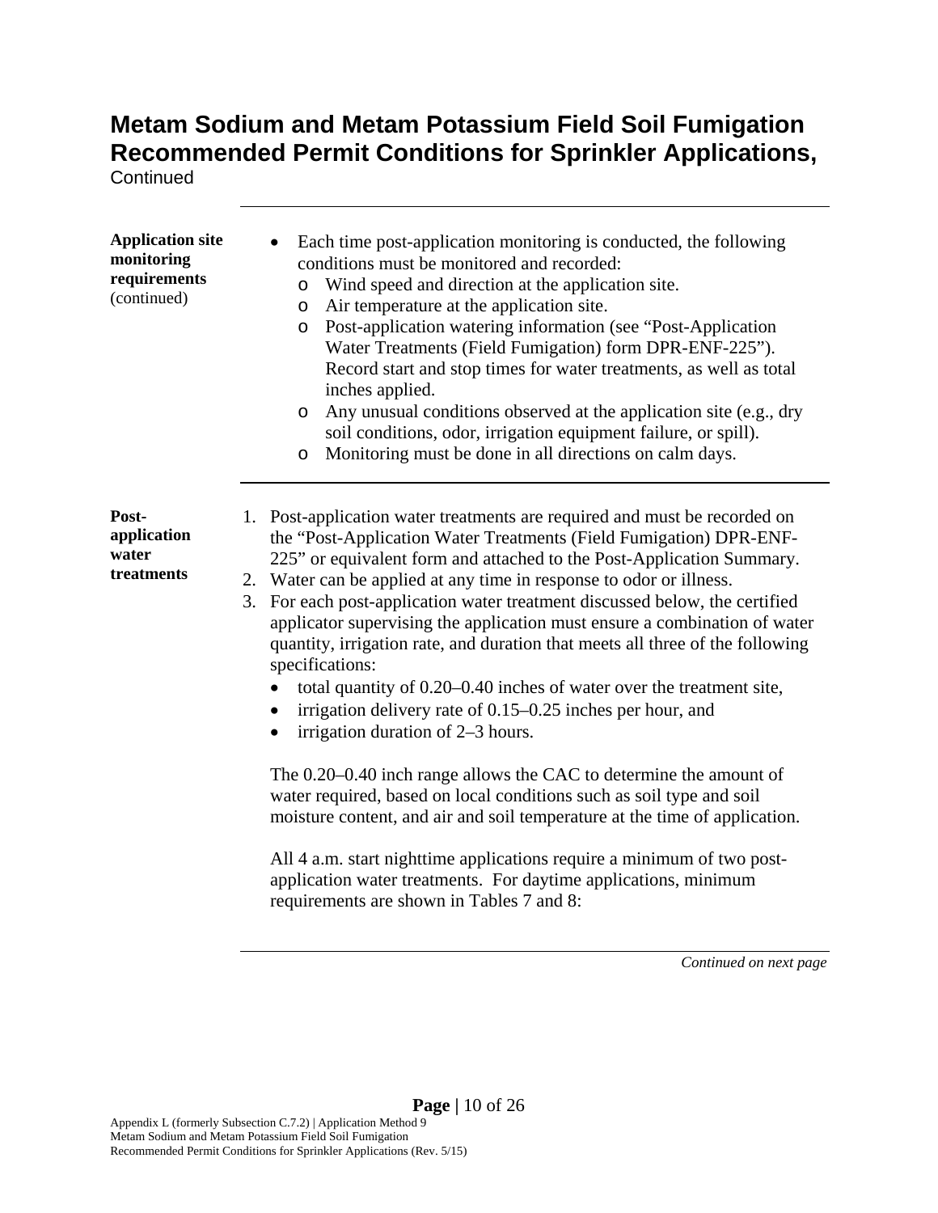# Metam Sodium and Metam Potassium Field Soil Fumigation Recommended Permit Conditions for Sprinkler Applications, Continued

**Application site monitoring requirements** (continued)

- Each time post-application monitoring is conducted, the following conditions must be monitored and recorded:
  - Wind speed and direction at the application site.
  - Air temperature at the application site.
  - Post-application watering information (see "Post-Application Water Treatments (Field Fumigation) form DPR-ENF-225"). Record start and stop times for water treatments, as well as total inches applied.
  - Any unusual conditions observed at the application site (e.g., dry soil conditions, odor, irrigation equipment failure, or spill).
  - Monitoring must be done in all directions on calm days.

**Post-application water treatments**

1. Post-application water treatments are required and must be recorded on the "Post-Application Water Treatments (Field Fumigation) DPR-ENF-225" or equivalent form and attached to the Post-Application Summary.
2. Water can be applied at any time in response to odor or illness.
3. For each post-application water treatment discussed below, the certified applicator supervising the application must ensure a combination of water quantity, irrigation rate, and duration that meets all three of the following specifications:
   - total quantity of 0.20–0.40 inches of water over the treatment site,
   - irrigation delivery rate of 0.15–0.25 inches per hour, and
   - irrigation duration of 2–3 hours.

   The 0.20–0.40 inch range allows the CAC to determine the amount of water required, based on local conditions such as soil type and soil moisture content, and air and soil temperature at the time of application.

   All 4 a.m. start nighttime applications require a minimum of two post-application water treatments. For daytime applications, minimum requirements are shown in Tables 7 and 8:

*Continued on next page*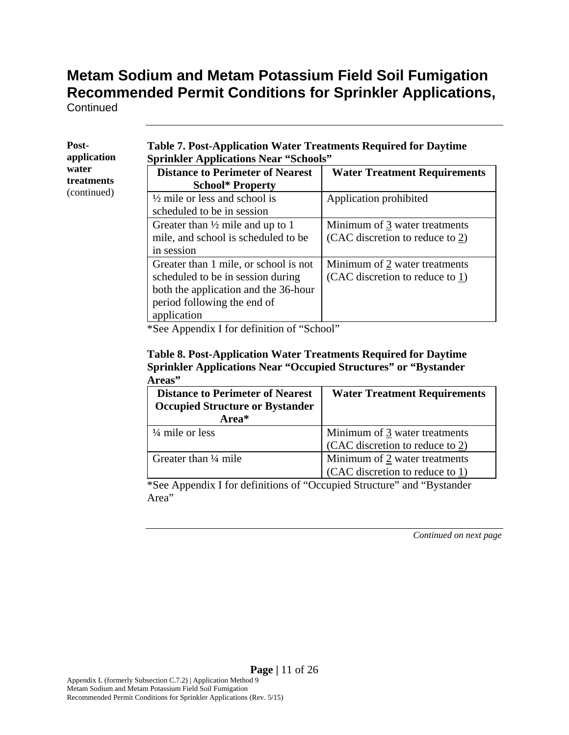# Metam Sodium and Metam Potassium Field Soil Fumigation Recommended Permit Conditions for Sprinkler Applications, Continued

**Post-application water treatments** (continued)

**Table 7. Post-Application Water Treatments Required for Daytime Sprinkler Applications Near "Schools"**

| Distance to Perimeter of Nearest School* Property | Water Treatment Requirements |
|---|---|
| ½ mile or less and school is scheduled to be in session | Application prohibited |
| Greater than ½ mile and up to 1 mile, and school is scheduled to be in session | Minimum of 3 water treatments (CAC discretion to reduce to 2) |
| Greater than 1 mile, or school is not scheduled to be in session during both the application and the 36-hour period following the end of application | Minimum of 2 water treatments (CAC discretion to reduce to 1) |

*See Appendix I for definition of "School"

**Table 8. Post-Application Water Treatments Required for Daytime Sprinkler Applications Near "Occupied Structures" or "Bystander Areas"**

| Distance to Perimeter of Nearest Occupied Structure or Bystander Area* | Water Treatment Requirements |
|---|---|
| ¼ mile or less | Minimum of 3 water treatments (CAC discretion to reduce to 2) |
| Greater than ¼ mile | Minimum of 2 water treatments (CAC discretion to reduce to 1) |

*See Appendix I for definitions of "Occupied Structure" and "Bystander Area"

*Continued on next page*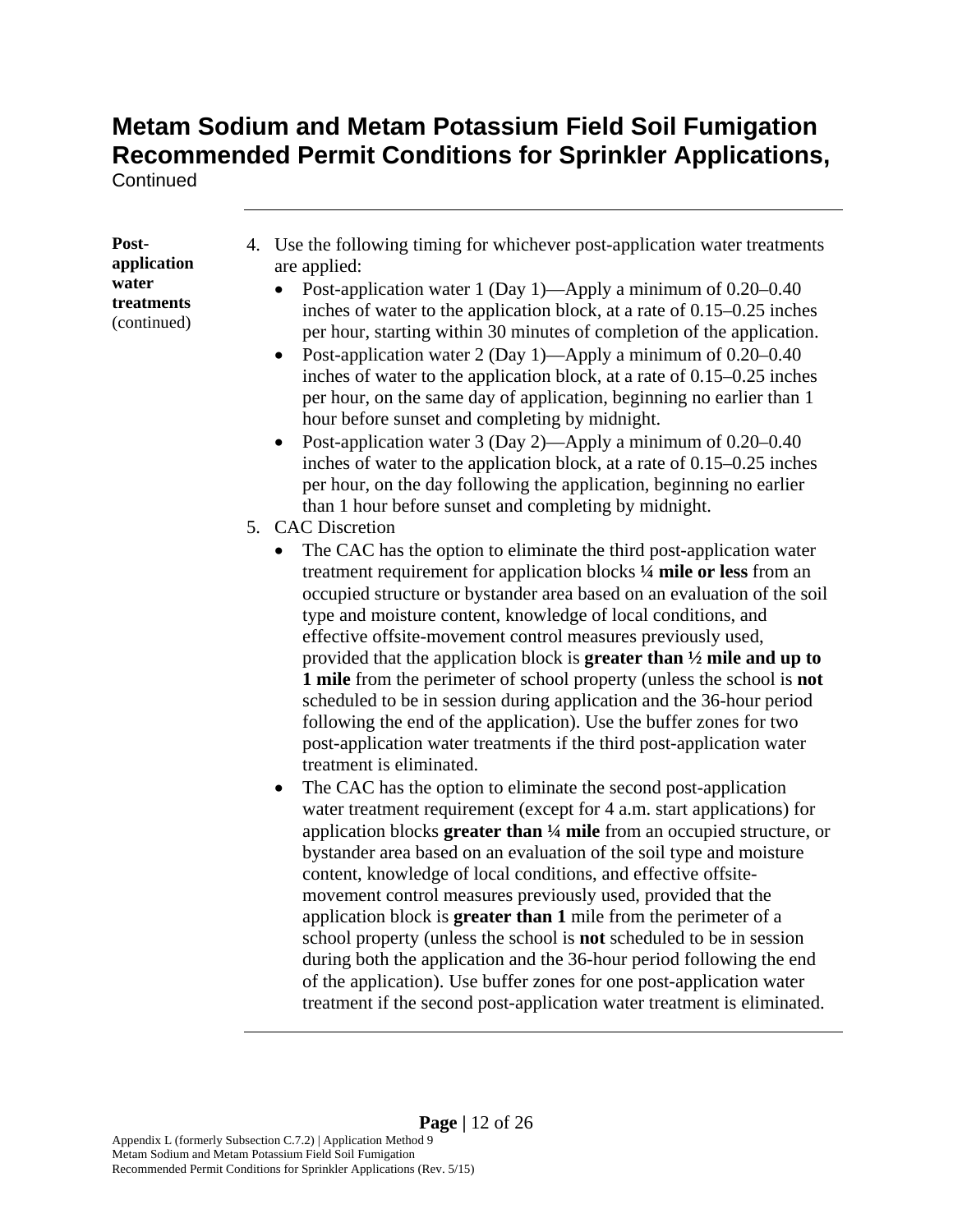# Metam Sodium and Metam Potassium Field Soil Fumigation Recommended Permit Conditions for Sprinkler Applications,

Continued

---

**Post-application water treatments** (continued)

4. Use the following timing for whichever post-application water treatments are applied:
   - Post-application water 1 (Day 1)—Apply a minimum of 0.20–0.40 inches of water to the application block, at a rate of 0.15–0.25 inches per hour, starting within 30 minutes of completion of the application.
   - Post-application water 2 (Day 1)—Apply a minimum of 0.20–0.40 inches of water to the application block, at a rate of 0.15–0.25 inches per hour, on the same day of application, beginning no earlier than 1 hour before sunset and completing by midnight.
   - Post-application water 3 (Day 2)—Apply a minimum of 0.20–0.40 inches of water to the application block, at a rate of 0.15–0.25 inches per hour, on the day following the application, beginning no earlier than 1 hour before sunset and completing by midnight.
5. CAC Discretion
   - The CAC has the option to eliminate the third post-application water treatment requirement for application blocks **¼ mile or less** from an occupied structure or bystander area based on an evaluation of the soil type and moisture content, knowledge of local conditions, and effective offsite-movement control measures previously used, provided that the application block is **greater than ½ mile and up to 1 mile** from the perimeter of school property (unless the school is **not** scheduled to be in session during application and the 36-hour period following the end of the application). Use the buffer zones for two post-application water treatments if the third post-application water treatment is eliminated.
   - The CAC has the option to eliminate the second post-application water treatment requirement (except for 4 a.m. start applications) for application blocks **greater than ¼ mile** from an occupied structure, or bystander area based on an evaluation of the soil type and moisture content, knowledge of local conditions, and effective offsite-movement control measures previously used, provided that the application block is **greater than 1** mile from the perimeter of a school property (unless the school is **not** scheduled to be in session during both the application and the 36-hour period following the end of the application). Use buffer zones for one post-application water treatment if the second post-application water treatment is eliminated.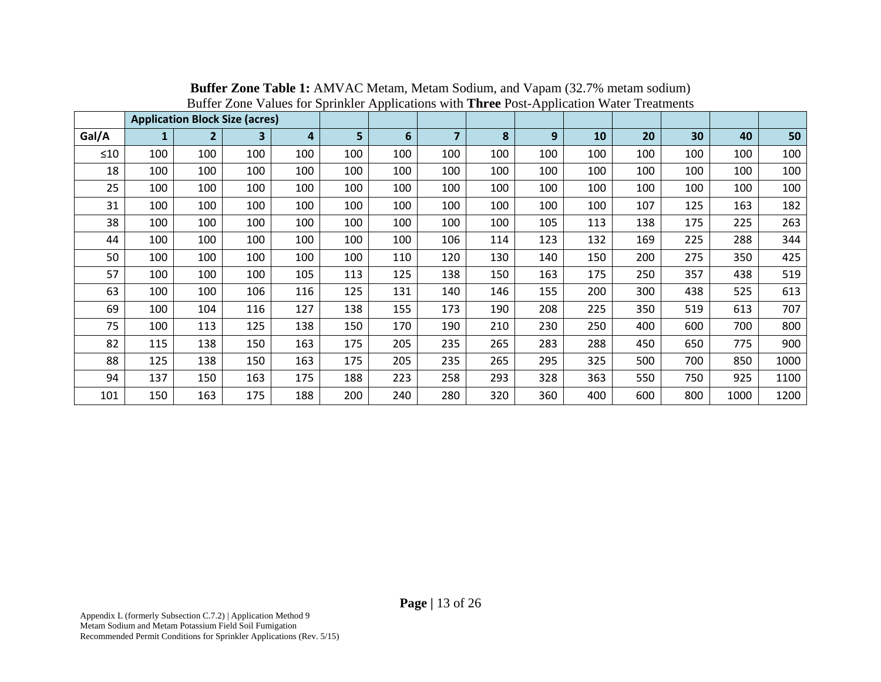**Buffer Zone Table 1:** AMVAC Metam, Metam Sodium, and Vapam (32.7% metam sodium)
Buffer Zone Values for Sprinkler Applications with **Three** Post-Application Water Treatments

| | Application Block Size (acres) | | | | | | | | | | | | |
|---|---|---|---|---|---|---|---|---|---|---|---|---|---|
| **Gal/A** | **1** | **2** | **3** | **4** | **5** | **6** | **7** | **8** | **9** | **10** | **20** | **30** | **40** | **50** |
| ≤10 | 100 | 100 | 100 | 100 | 100 | 100 | 100 | 100 | 100 | 100 | 100 | 100 | 100 | 100 |
| 18 | 100 | 100 | 100 | 100 | 100 | 100 | 100 | 100 | 100 | 100 | 100 | 100 | 100 | 100 |
| 25 | 100 | 100 | 100 | 100 | 100 | 100 | 100 | 100 | 100 | 100 | 100 | 100 | 100 | 100 |
| 31 | 100 | 100 | 100 | 100 | 100 | 100 | 100 | 100 | 100 | 100 | 107 | 125 | 163 | 182 |
| 38 | 100 | 100 | 100 | 100 | 100 | 100 | 100 | 100 | 105 | 113 | 138 | 175 | 225 | 263 |
| 44 | 100 | 100 | 100 | 100 | 100 | 100 | 106 | 114 | 123 | 132 | 169 | 225 | 288 | 344 |
| 50 | 100 | 100 | 100 | 100 | 100 | 110 | 120 | 130 | 140 | 150 | 200 | 275 | 350 | 425 |
| 57 | 100 | 100 | 100 | 105 | 113 | 125 | 138 | 150 | 163 | 175 | 250 | 357 | 438 | 519 |
| 63 | 100 | 100 | 106 | 116 | 125 | 131 | 140 | 146 | 155 | 200 | 300 | 438 | 525 | 613 |
| 69 | 100 | 104 | 116 | 127 | 138 | 155 | 173 | 190 | 208 | 225 | 350 | 519 | 613 | 707 |
| 75 | 100 | 113 | 125 | 138 | 150 | 170 | 190 | 210 | 230 | 250 | 400 | 600 | 700 | 800 |
| 82 | 115 | 138 | 150 | 163 | 175 | 205 | 235 | 265 | 283 | 288 | 450 | 650 | 775 | 900 |
| 88 | 125 | 138 | 150 | 163 | 175 | 205 | 235 | 265 | 295 | 325 | 500 | 700 | 850 | 1000 |
| 94 | 137 | 150 | 163 | 175 | 188 | 223 | 258 | 293 | 328 | 363 | 550 | 750 | 925 | 1100 |
| 101 | 150 | 163 | 175 | 188 | 200 | 240 | 280 | 320 | 360 | 400 | 600 | 800 | 1000 | 1200 |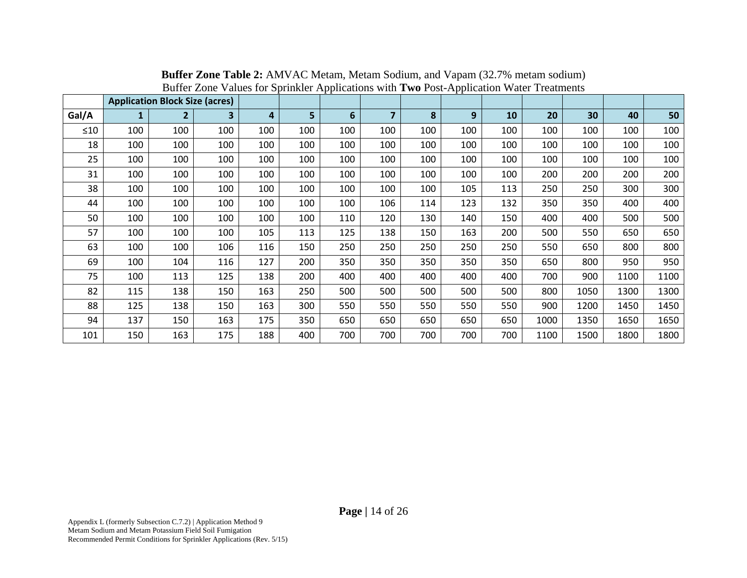**Buffer Zone Table 2:** AMVAC Metam, Metam Sodium, and Vapam (32.7% metam sodium)
Buffer Zone Values for Sprinkler Applications with **Two** Post-Application Water Treatments

| | Application Block Size (acres) | | | | | | | | | | | | | |
|---|---|---|---|---|---|---|---|---|---|---|---|---|---|---|
| **Gal/A** | **1** | **2** | **3** | **4** | **5** | **6** | **7** | **8** | **9** | **10** | **20** | **30** | **40** | **50** |
| ≤10 | 100 | 100 | 100 | 100 | 100 | 100 | 100 | 100 | 100 | 100 | 100 | 100 | 100 | 100 |
| 18 | 100 | 100 | 100 | 100 | 100 | 100 | 100 | 100 | 100 | 100 | 100 | 100 | 100 | 100 |
| 25 | 100 | 100 | 100 | 100 | 100 | 100 | 100 | 100 | 100 | 100 | 100 | 100 | 100 | 100 |
| 31 | 100 | 100 | 100 | 100 | 100 | 100 | 100 | 100 | 100 | 100 | 200 | 200 | 200 | 200 |
| 38 | 100 | 100 | 100 | 100 | 100 | 100 | 100 | 100 | 105 | 113 | 250 | 250 | 300 | 300 |
| 44 | 100 | 100 | 100 | 100 | 100 | 100 | 106 | 114 | 123 | 132 | 350 | 350 | 400 | 400 |
| 50 | 100 | 100 | 100 | 100 | 100 | 110 | 120 | 130 | 140 | 150 | 400 | 400 | 500 | 500 |
| 57 | 100 | 100 | 100 | 105 | 113 | 125 | 138 | 150 | 163 | 200 | 500 | 550 | 650 | 650 |
| 63 | 100 | 100 | 106 | 116 | 150 | 250 | 250 | 250 | 250 | 250 | 550 | 650 | 800 | 800 |
| 69 | 100 | 104 | 116 | 127 | 200 | 350 | 350 | 350 | 350 | 350 | 650 | 800 | 950 | 950 |
| 75 | 100 | 113 | 125 | 138 | 200 | 400 | 400 | 400 | 400 | 400 | 700 | 900 | 1100 | 1100 |
| 82 | 115 | 138 | 150 | 163 | 250 | 500 | 500 | 500 | 500 | 500 | 800 | 1050 | 1300 | 1300 |
| 88 | 125 | 138 | 150 | 163 | 300 | 550 | 550 | 550 | 550 | 550 | 900 | 1200 | 1450 | 1450 |
| 94 | 137 | 150 | 163 | 175 | 350 | 650 | 650 | 650 | 650 | 650 | 1000 | 1350 | 1650 | 1650 |
| 101 | 150 | 163 | 175 | 188 | 400 | 700 | 700 | 700 | 700 | 700 | 1100 | 1500 | 1800 | 1800 |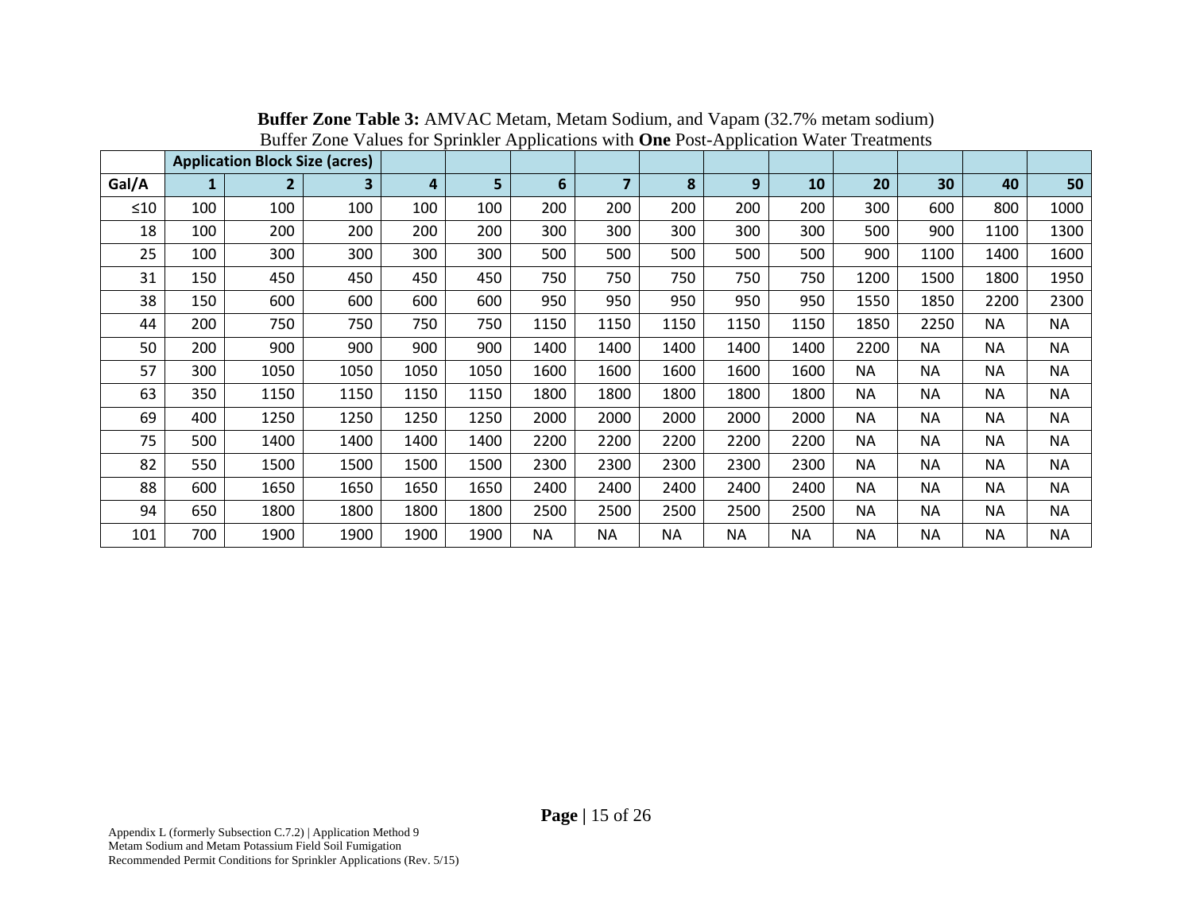**Buffer Zone Table 3:** AMVAC Metam, Metam Sodium, and Vapam (32.7% metam sodium)
Buffer Zone Values for Sprinkler Applications with **One** Post-Application Water Treatments

| | Application Block Size (acres) | | | | | | | | | | | | | |
|---|---|---|---|---|---|---|---|---|---|---|---|---|---|---|
| **Gal/A** | **1** | **2** | **3** | **4** | **5** | **6** | **7** | **8** | **9** | **10** | **20** | **30** | **40** | **50** |
| ≤10 | 100 | 100 | 100 | 100 | 100 | 200 | 200 | 200 | 200 | 200 | 300 | 600 | 800 | 1000 |
| 18 | 100 | 200 | 200 | 200 | 200 | 300 | 300 | 300 | 300 | 300 | 500 | 900 | 1100 | 1300 |
| 25 | 100 | 300 | 300 | 300 | 300 | 500 | 500 | 500 | 500 | 500 | 900 | 1100 | 1400 | 1600 |
| 31 | 150 | 450 | 450 | 450 | 450 | 750 | 750 | 750 | 750 | 750 | 1200 | 1500 | 1800 | 1950 |
| 38 | 150 | 600 | 600 | 600 | 600 | 950 | 950 | 950 | 950 | 950 | 1550 | 1850 | 2200 | 2300 |
| 44 | 200 | 750 | 750 | 750 | 750 | 1150 | 1150 | 1150 | 1150 | 1150 | 1850 | 2250 | NA | NA |
| 50 | 200 | 900 | 900 | 900 | 900 | 1400 | 1400 | 1400 | 1400 | 1400 | 2200 | NA | NA | NA |
| 57 | 300 | 1050 | 1050 | 1050 | 1050 | 1600 | 1600 | 1600 | 1600 | 1600 | NA | NA | NA | NA |
| 63 | 350 | 1150 | 1150 | 1150 | 1150 | 1800 | 1800 | 1800 | 1800 | 1800 | NA | NA | NA | NA |
| 69 | 400 | 1250 | 1250 | 1250 | 1250 | 2000 | 2000 | 2000 | 2000 | 2000 | NA | NA | NA | NA |
| 75 | 500 | 1400 | 1400 | 1400 | 1400 | 2200 | 2200 | 2200 | 2200 | 2200 | NA | NA | NA | NA |
| 82 | 550 | 1500 | 1500 | 1500 | 1500 | 2300 | 2300 | 2300 | 2300 | 2300 | NA | NA | NA | NA |
| 88 | 600 | 1650 | 1650 | 1650 | 1650 | 2400 | 2400 | 2400 | 2400 | 2400 | NA | NA | NA | NA |
| 94 | 650 | 1800 | 1800 | 1800 | 1800 | 2500 | 2500 | 2500 | 2500 | 2500 | NA | NA | NA | NA |
| 101 | 700 | 1900 | 1900 | 1900 | 1900 | NA | NA | NA | NA | NA | NA | NA | NA | NA |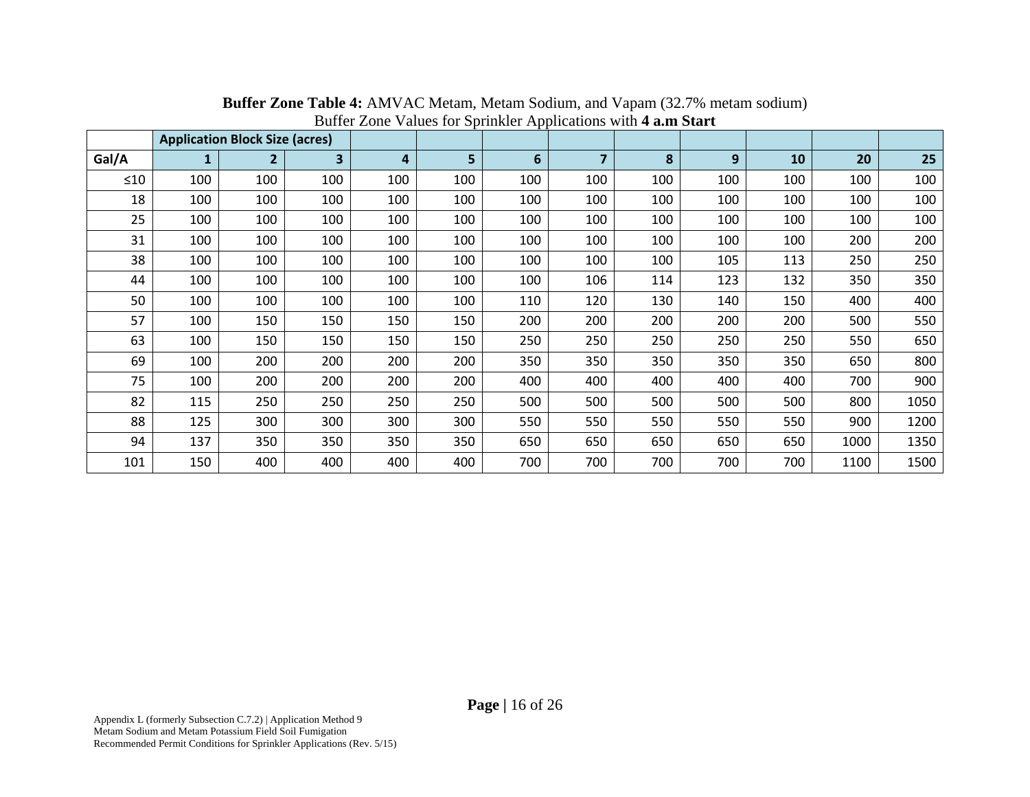**Buffer Zone Table 4:** AMVAC Metam, Metam Sodium, and Vapam (32.7% metam sodium)
Buffer Zone Values for Sprinkler Applications with **4 a.m Start**

| | Application Block Size (acres) | | | | | | | | | | | |
|---|---|---|---|---|---|---|---|---|---|---|---|---|
| **Gal/A** | **1** | **2** | **3** | **4** | **5** | **6** | **7** | **8** | **9** | **10** | **20** | **25** |
| ≤10 | 100 | 100 | 100 | 100 | 100 | 100 | 100 | 100 | 100 | 100 | 100 | 100 |
| 18 | 100 | 100 | 100 | 100 | 100 | 100 | 100 | 100 | 100 | 100 | 100 | 100 |
| 25 | 100 | 100 | 100 | 100 | 100 | 100 | 100 | 100 | 100 | 100 | 100 | 100 |
| 31 | 100 | 100 | 100 | 100 | 100 | 100 | 100 | 100 | 100 | 100 | 200 | 200 |
| 38 | 100 | 100 | 100 | 100 | 100 | 100 | 100 | 100 | 105 | 113 | 250 | 250 |
| 44 | 100 | 100 | 100 | 100 | 100 | 100 | 106 | 114 | 123 | 132 | 350 | 350 |
| 50 | 100 | 100 | 100 | 100 | 100 | 110 | 120 | 130 | 140 | 150 | 400 | 400 |
| 57 | 100 | 150 | 150 | 150 | 150 | 200 | 200 | 200 | 200 | 200 | 500 | 550 |
| 63 | 100 | 150 | 150 | 150 | 150 | 250 | 250 | 250 | 250 | 250 | 550 | 650 |
| 69 | 100 | 200 | 200 | 200 | 200 | 350 | 350 | 350 | 350 | 350 | 650 | 800 |
| 75 | 100 | 200 | 200 | 200 | 200 | 400 | 400 | 400 | 400 | 400 | 700 | 900 |
| 82 | 115 | 250 | 250 | 250 | 250 | 500 | 500 | 500 | 500 | 500 | 800 | 1050 |
| 88 | 125 | 300 | 300 | 300 | 300 | 550 | 550 | 550 | 550 | 550 | 900 | 1200 |
| 94 | 137 | 350 | 350 | 350 | 350 | 650 | 650 | 650 | 650 | 650 | 1000 | 1350 |
| 101 | 150 | 400 | 400 | 400 | 400 | 700 | 700 | 700 | 700 | 700 | 1100 | 1500 |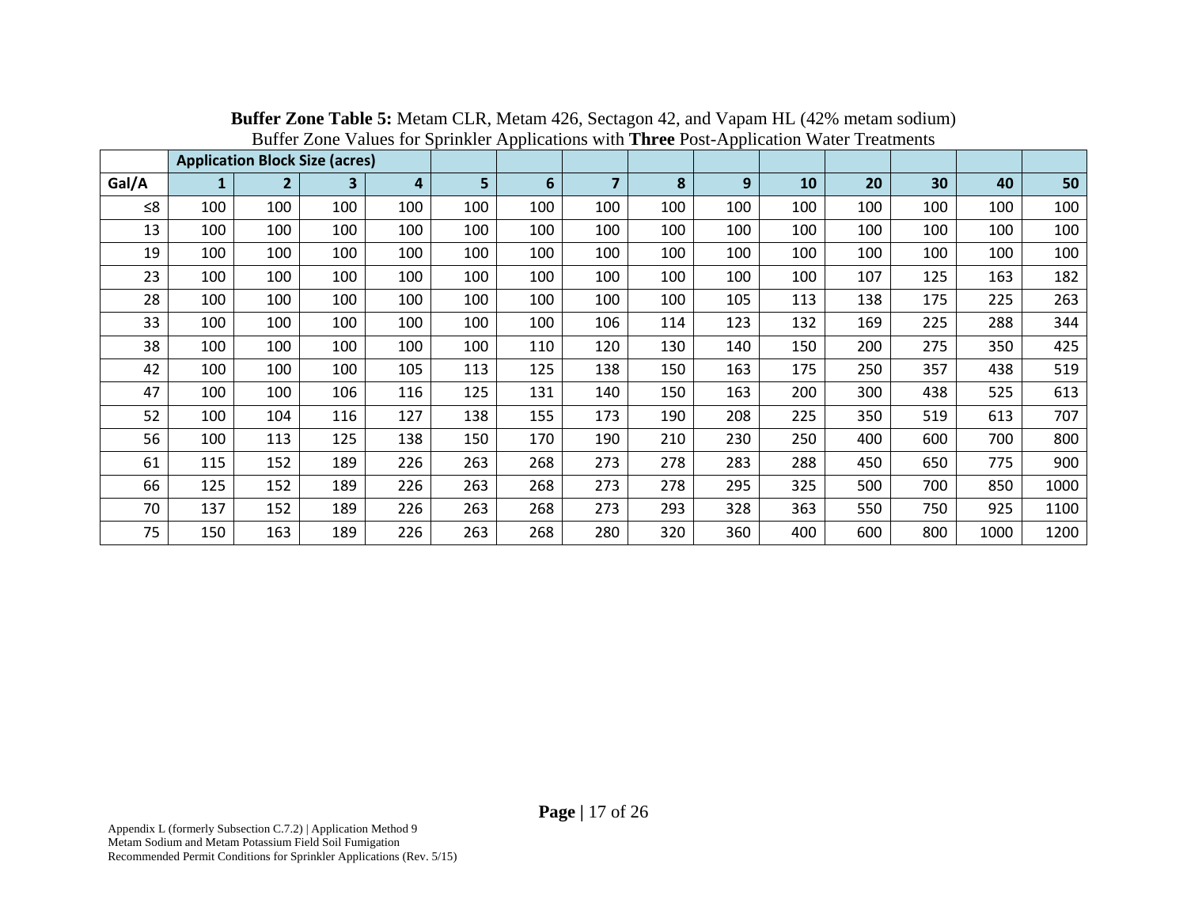**Buffer Zone Table 5:** Metam CLR, Metam 426, Sectagon 42, and Vapam HL (42% metam sodium)
Buffer Zone Values for Sprinkler Applications with **Three** Post-Application Water Treatments

| | Application Block Size (acres) | | | | | | | | | | | | |
|---|---|---|---|---|---|---|---|---|---|---|---|---|---|
| **Gal/A** | **1** | **2** | **3** | **4** | **5** | **6** | **7** | **8** | **9** | **10** | **20** | **30** | **40** | **50** |
| ≤8 | 100 | 100 | 100 | 100 | 100 | 100 | 100 | 100 | 100 | 100 | 100 | 100 | 100 | 100 |
| 13 | 100 | 100 | 100 | 100 | 100 | 100 | 100 | 100 | 100 | 100 | 100 | 100 | 100 | 100 |
| 19 | 100 | 100 | 100 | 100 | 100 | 100 | 100 | 100 | 100 | 100 | 100 | 100 | 100 | 100 |
| 23 | 100 | 100 | 100 | 100 | 100 | 100 | 100 | 100 | 100 | 100 | 107 | 125 | 163 | 182 |
| 28 | 100 | 100 | 100 | 100 | 100 | 100 | 100 | 100 | 105 | 113 | 138 | 175 | 225 | 263 |
| 33 | 100 | 100 | 100 | 100 | 100 | 100 | 106 | 114 | 123 | 132 | 169 | 225 | 288 | 344 |
| 38 | 100 | 100 | 100 | 100 | 100 | 110 | 120 | 130 | 140 | 150 | 200 | 275 | 350 | 425 |
| 42 | 100 | 100 | 100 | 105 | 113 | 125 | 138 | 150 | 163 | 175 | 250 | 357 | 438 | 519 |
| 47 | 100 | 100 | 106 | 116 | 125 | 131 | 140 | 150 | 163 | 200 | 300 | 438 | 525 | 613 |
| 52 | 100 | 104 | 116 | 127 | 138 | 155 | 173 | 190 | 208 | 225 | 350 | 519 | 613 | 707 |
| 56 | 100 | 113 | 125 | 138 | 150 | 170 | 190 | 210 | 230 | 250 | 400 | 600 | 700 | 800 |
| 61 | 115 | 152 | 189 | 226 | 263 | 268 | 273 | 278 | 283 | 288 | 450 | 650 | 775 | 900 |
| 66 | 125 | 152 | 189 | 226 | 263 | 268 | 273 | 278 | 295 | 325 | 500 | 700 | 850 | 1000 |
| 70 | 137 | 152 | 189 | 226 | 263 | 268 | 273 | 293 | 328 | 363 | 550 | 750 | 925 | 1100 |
| 75 | 150 | 163 | 189 | 226 | 263 | 268 | 280 | 320 | 360 | 400 | 600 | 800 | 1000 | 1200 |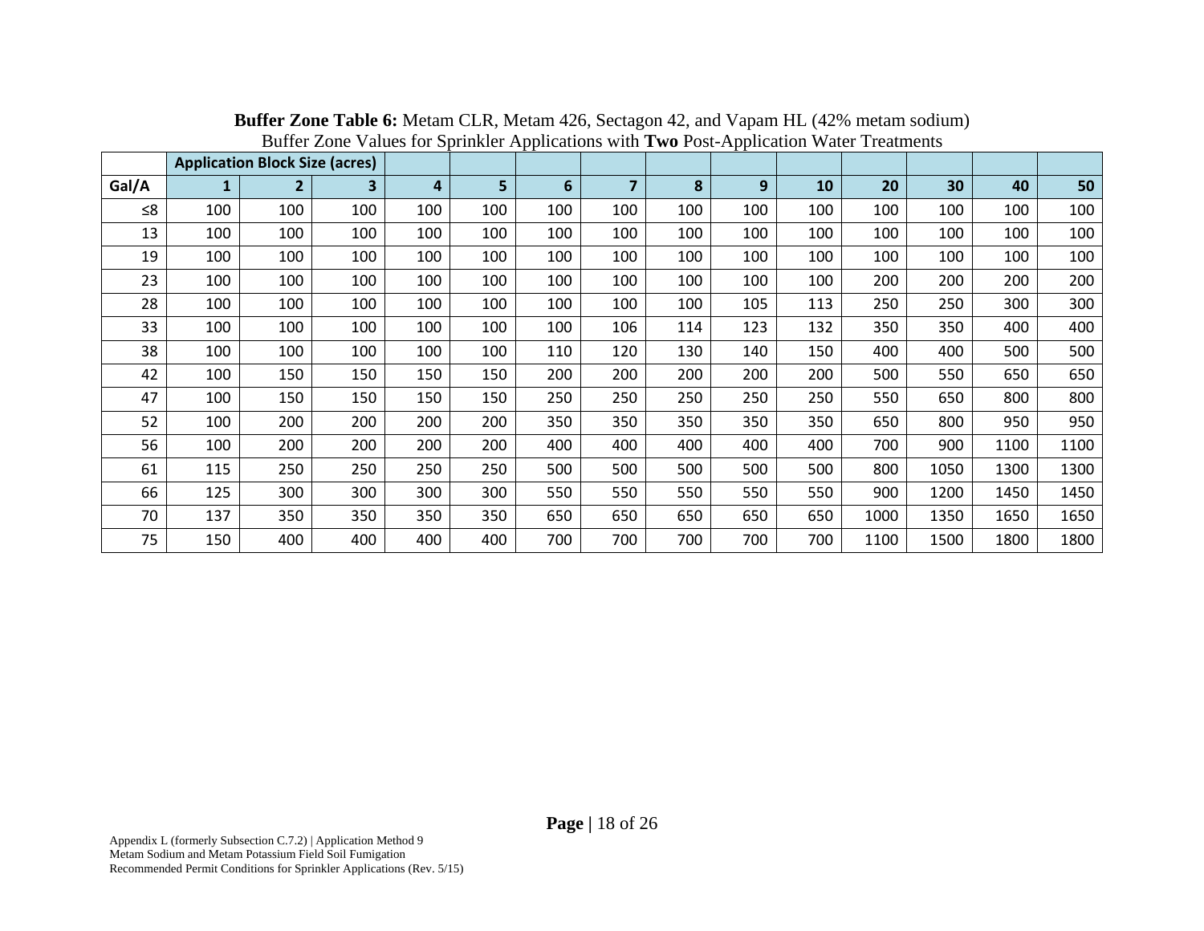**Buffer Zone Table 6:** Metam CLR, Metam 426, Sectagon 42, and Vapam HL (42% metam sodium)
Buffer Zone Values for Sprinkler Applications with **Two** Post-Application Water Treatments

| | Application Block Size (acres) | | | | | | | | | | | | | |
|---|---|---|---|---|---|---|---|---|---|---|---|---|---|---|
| **Gal/A** | **1** | **2** | **3** | **4** | **5** | **6** | **7** | **8** | **9** | **10** | **20** | **30** | **40** | **50** |
| ≤8 | 100 | 100 | 100 | 100 | 100 | 100 | 100 | 100 | 100 | 100 | 100 | 100 | 100 | 100 |
| 13 | 100 | 100 | 100 | 100 | 100 | 100 | 100 | 100 | 100 | 100 | 100 | 100 | 100 | 100 |
| 19 | 100 | 100 | 100 | 100 | 100 | 100 | 100 | 100 | 100 | 100 | 100 | 100 | 100 | 100 |
| 23 | 100 | 100 | 100 | 100 | 100 | 100 | 100 | 100 | 100 | 100 | 200 | 200 | 200 | 200 |
| 28 | 100 | 100 | 100 | 100 | 100 | 100 | 100 | 100 | 105 | 113 | 250 | 250 | 300 | 300 |
| 33 | 100 | 100 | 100 | 100 | 100 | 100 | 106 | 114 | 123 | 132 | 350 | 350 | 400 | 400 |
| 38 | 100 | 100 | 100 | 100 | 100 | 110 | 120 | 130 | 140 | 150 | 400 | 400 | 500 | 500 |
| 42 | 100 | 150 | 150 | 150 | 150 | 200 | 200 | 200 | 200 | 200 | 500 | 550 | 650 | 650 |
| 47 | 100 | 150 | 150 | 150 | 150 | 250 | 250 | 250 | 250 | 250 | 550 | 650 | 800 | 800 |
| 52 | 100 | 200 | 200 | 200 | 200 | 350 | 350 | 350 | 350 | 350 | 650 | 800 | 950 | 950 |
| 56 | 100 | 200 | 200 | 200 | 200 | 400 | 400 | 400 | 400 | 400 | 700 | 900 | 1100 | 1100 |
| 61 | 115 | 250 | 250 | 250 | 250 | 500 | 500 | 500 | 500 | 500 | 800 | 1050 | 1300 | 1300 |
| 66 | 125 | 300 | 300 | 300 | 300 | 550 | 550 | 550 | 550 | 550 | 900 | 1200 | 1450 | 1450 |
| 70 | 137 | 350 | 350 | 350 | 350 | 650 | 650 | 650 | 650 | 650 | 1000 | 1350 | 1650 | 1650 |
| 75 | 150 | 400 | 400 | 400 | 400 | 700 | 700 | 700 | 700 | 700 | 1100 | 1500 | 1800 | 1800 |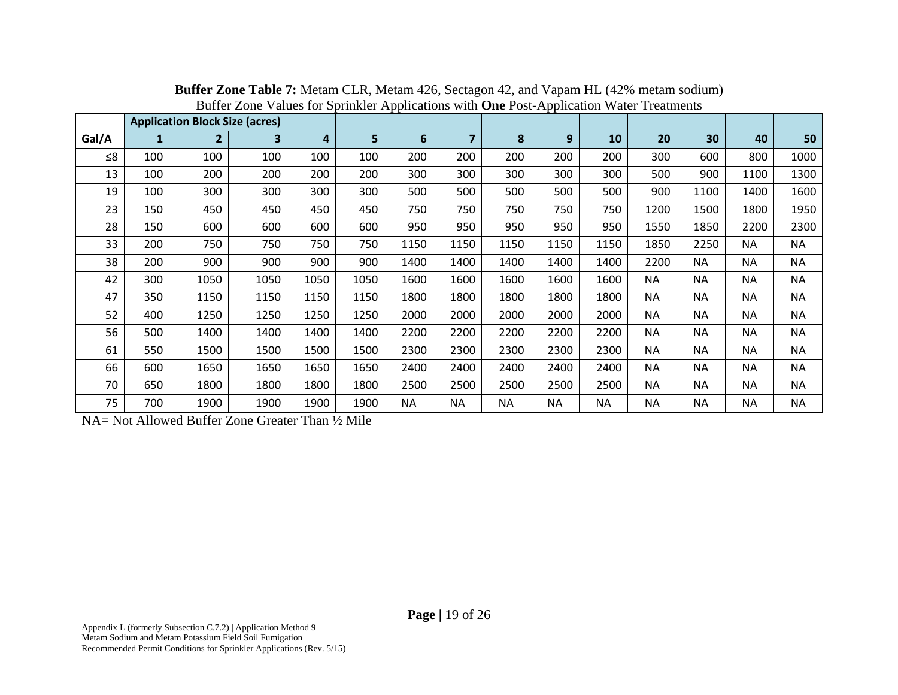**Buffer Zone Table 7:** Metam CLR, Metam 426, Sectagon 42, and Vapam HL (42% metam sodium)
Buffer Zone Values for Sprinkler Applications with **One** Post-Application Water Treatments

| | Application Block Size (acres) | | | | | | | | | | | | | |
|---|---|---|---|---|---|---|---|---|---|---|---|---|---|---|
| **Gal/A** | **1** | **2** | **3** | **4** | **5** | **6** | **7** | **8** | **9** | **10** | **20** | **30** | **40** | **50** |
| ≤8 | 100 | 100 | 100 | 100 | 100 | 200 | 200 | 200 | 200 | 200 | 300 | 600 | 800 | 1000 |
| 13 | 100 | 200 | 200 | 200 | 200 | 300 | 300 | 300 | 300 | 300 | 500 | 900 | 1100 | 1300 |
| 19 | 100 | 300 | 300 | 300 | 300 | 500 | 500 | 500 | 500 | 500 | 900 | 1100 | 1400 | 1600 |
| 23 | 150 | 450 | 450 | 450 | 450 | 750 | 750 | 750 | 750 | 750 | 1200 | 1500 | 1800 | 1950 |
| 28 | 150 | 600 | 600 | 600 | 600 | 950 | 950 | 950 | 950 | 950 | 1550 | 1850 | 2200 | 2300 |
| 33 | 200 | 750 | 750 | 750 | 750 | 1150 | 1150 | 1150 | 1150 | 1150 | 1850 | 2250 | NA | NA |
| 38 | 200 | 900 | 900 | 900 | 900 | 1400 | 1400 | 1400 | 1400 | 1400 | 2200 | NA | NA | NA |
| 42 | 300 | 1050 | 1050 | 1050 | 1050 | 1600 | 1600 | 1600 | 1600 | 1600 | NA | NA | NA | NA |
| 47 | 350 | 1150 | 1150 | 1150 | 1150 | 1800 | 1800 | 1800 | 1800 | 1800 | NA | NA | NA | NA |
| 52 | 400 | 1250 | 1250 | 1250 | 1250 | 2000 | 2000 | 2000 | 2000 | 2000 | NA | NA | NA | NA |
| 56 | 500 | 1400 | 1400 | 1400 | 1400 | 2200 | 2200 | 2200 | 2200 | 2200 | NA | NA | NA | NA |
| 61 | 550 | 1500 | 1500 | 1500 | 1500 | 2300 | 2300 | 2300 | 2300 | 2300 | NA | NA | NA | NA |
| 66 | 600 | 1650 | 1650 | 1650 | 1650 | 2400 | 2400 | 2400 | 2400 | 2400 | NA | NA | NA | NA |
| 70 | 650 | 1800 | 1800 | 1800 | 1800 | 2500 | 2500 | 2500 | 2500 | 2500 | NA | NA | NA | NA |
| 75 | 700 | 1900 | 1900 | 1900 | 1900 | NA | NA | NA | NA | NA | NA | NA | NA | NA |

NA= Not Allowed Buffer Zone Greater Than ½ Mile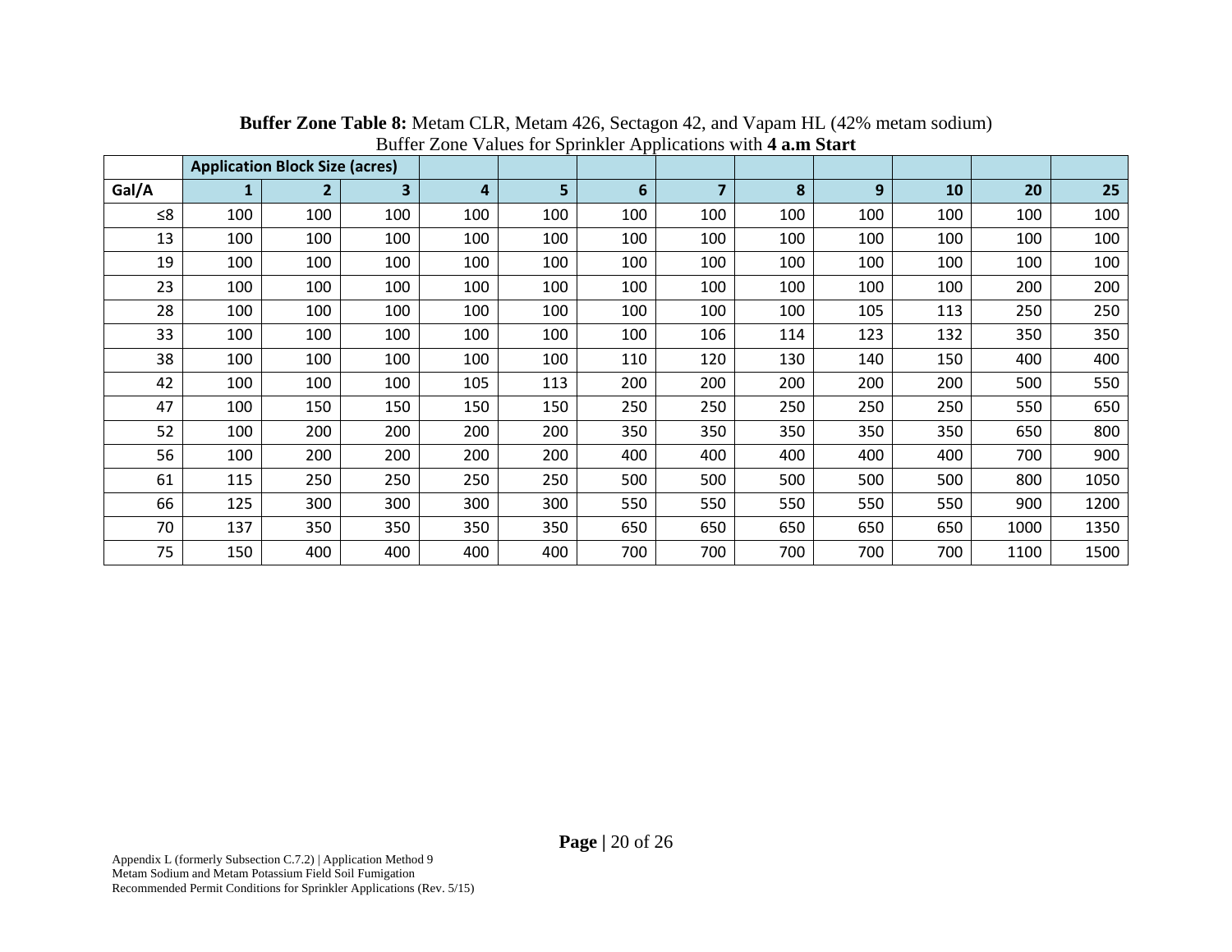**Buffer Zone Table 8:** Metam CLR, Metam 426, Sectagon 42, and Vapam HL (42% metam sodium) Buffer Zone Values for Sprinkler Applications with **4 a.m Start**

| | Application Block Size (acres) | | | | | | | | | | | |
|---|---|---|---|---|---|---|---|---|---|---|---|---|
| **Gal/A** | **1** | **2** | **3** | **4** | **5** | **6** | **7** | **8** | **9** | **10** | **20** | **25** |
| ≤8 | 100 | 100 | 100 | 100 | 100 | 100 | 100 | 100 | 100 | 100 | 100 | 100 |
| 13 | 100 | 100 | 100 | 100 | 100 | 100 | 100 | 100 | 100 | 100 | 100 | 100 |
| 19 | 100 | 100 | 100 | 100 | 100 | 100 | 100 | 100 | 100 | 100 | 100 | 100 |
| 23 | 100 | 100 | 100 | 100 | 100 | 100 | 100 | 100 | 100 | 100 | 200 | 200 |
| 28 | 100 | 100 | 100 | 100 | 100 | 100 | 100 | 100 | 105 | 113 | 250 | 250 |
| 33 | 100 | 100 | 100 | 100 | 100 | 100 | 106 | 114 | 123 | 132 | 350 | 350 |
| 38 | 100 | 100 | 100 | 100 | 100 | 110 | 120 | 130 | 140 | 150 | 400 | 400 |
| 42 | 100 | 100 | 100 | 105 | 113 | 200 | 200 | 200 | 200 | 200 | 500 | 550 |
| 47 | 100 | 150 | 150 | 150 | 150 | 250 | 250 | 250 | 250 | 250 | 550 | 650 |
| 52 | 100 | 200 | 200 | 200 | 200 | 350 | 350 | 350 | 350 | 350 | 650 | 800 |
| 56 | 100 | 200 | 200 | 200 | 200 | 400 | 400 | 400 | 400 | 400 | 700 | 900 |
| 61 | 115 | 250 | 250 | 250 | 250 | 500 | 500 | 500 | 500 | 500 | 800 | 1050 |
| 66 | 125 | 300 | 300 | 300 | 300 | 550 | 550 | 550 | 550 | 550 | 900 | 1200 |
| 70 | 137 | 350 | 350 | 350 | 350 | 650 | 650 | 650 | 650 | 650 | 1000 | 1350 |
| 75 | 150 | 400 | 400 | 400 | 400 | 700 | 700 | 700 | 700 | 700 | 1100 | 1500 |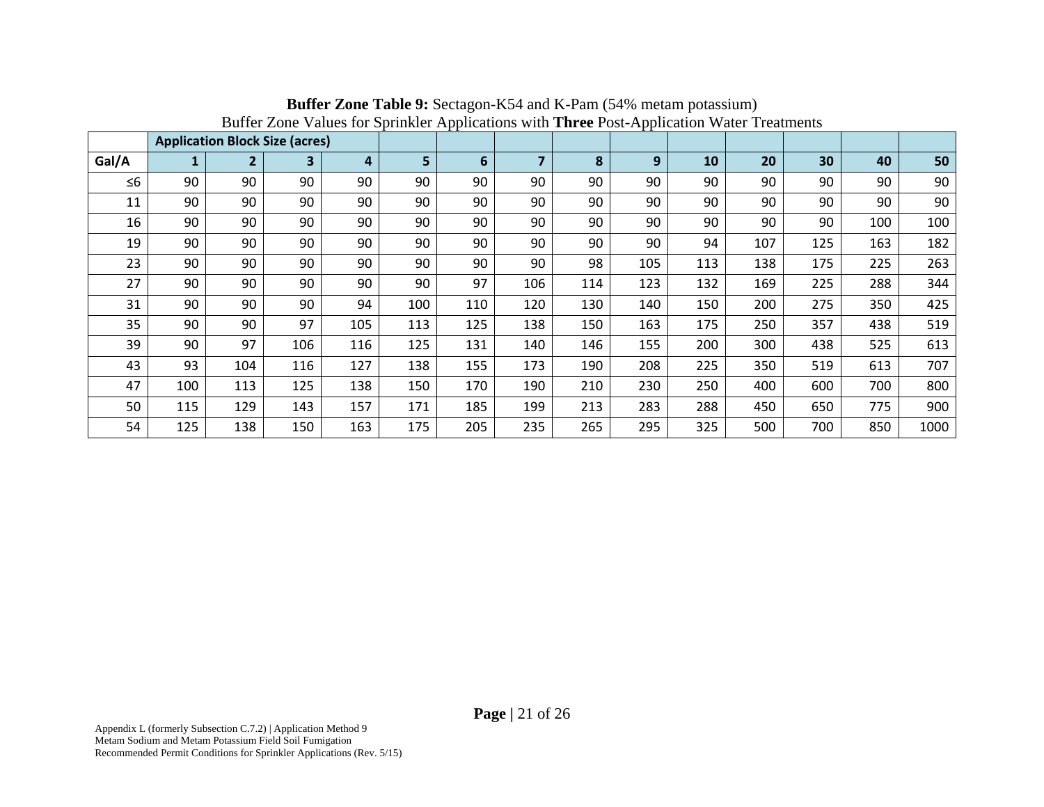**Buffer Zone Table 9:** Sectagon-K54 and K-Pam (54% metam potassium)
Buffer Zone Values for Sprinkler Applications with **Three** Post-Application Water Treatments

| | Application Block Size (acres) | | | | | | | | | | | | | |
|---|---|---|---|---|---|---|---|---|---|---|---|---|---|---|
| **Gal/A** | **1** | **2** | **3** | **4** | **5** | **6** | **7** | **8** | **9** | **10** | **20** | **30** | **40** | **50** |
| ≤6 | 90 | 90 | 90 | 90 | 90 | 90 | 90 | 90 | 90 | 90 | 90 | 90 | 90 | 90 |
| 11 | 90 | 90 | 90 | 90 | 90 | 90 | 90 | 90 | 90 | 90 | 90 | 90 | 90 | 90 |
| 16 | 90 | 90 | 90 | 90 | 90 | 90 | 90 | 90 | 90 | 90 | 90 | 90 | 100 | 100 |
| 19 | 90 | 90 | 90 | 90 | 90 | 90 | 90 | 90 | 90 | 94 | 107 | 125 | 163 | 182 |
| 23 | 90 | 90 | 90 | 90 | 90 | 90 | 90 | 98 | 105 | 113 | 138 | 175 | 225 | 263 |
| 27 | 90 | 90 | 90 | 90 | 90 | 97 | 106 | 114 | 123 | 132 | 169 | 225 | 288 | 344 |
| 31 | 90 | 90 | 90 | 94 | 100 | 110 | 120 | 130 | 140 | 150 | 200 | 275 | 350 | 425 |
| 35 | 90 | 90 | 97 | 105 | 113 | 125 | 138 | 150 | 163 | 175 | 250 | 357 | 438 | 519 |
| 39 | 90 | 97 | 106 | 116 | 125 | 131 | 140 | 146 | 155 | 200 | 300 | 438 | 525 | 613 |
| 43 | 93 | 104 | 116 | 127 | 138 | 155 | 173 | 190 | 208 | 225 | 350 | 519 | 613 | 707 |
| 47 | 100 | 113 | 125 | 138 | 150 | 170 | 190 | 210 | 230 | 250 | 400 | 600 | 700 | 800 |
| 50 | 115 | 129 | 143 | 157 | 171 | 185 | 199 | 213 | 283 | 288 | 450 | 650 | 775 | 900 |
| 54 | 125 | 138 | 150 | 163 | 175 | 205 | 235 | 265 | 295 | 325 | 500 | 700 | 850 | 1000 |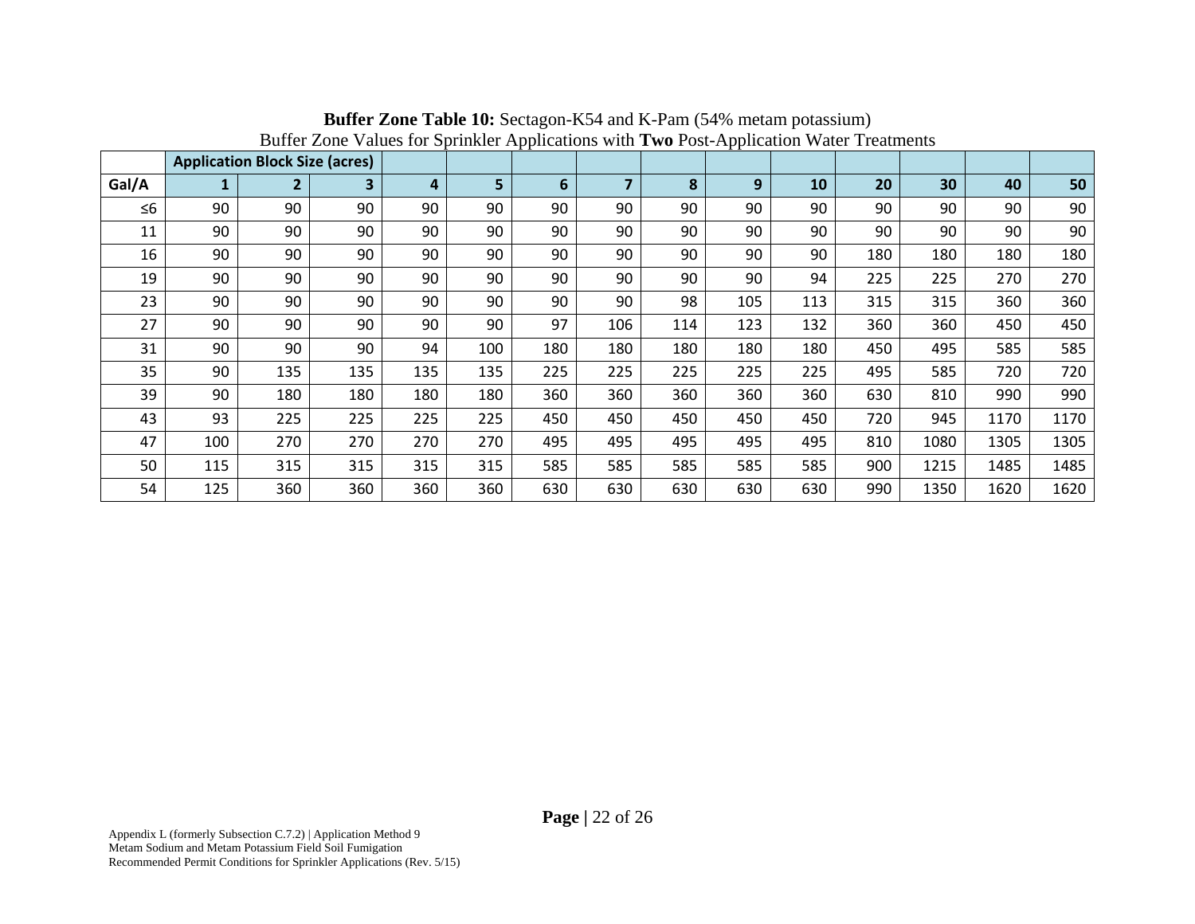**Buffer Zone Table 10:** Sectagon-K54 and K-Pam (54% metam potassium)
Buffer Zone Values for Sprinkler Applications with **Two** Post-Application Water Treatments

| | Application Block Size (acres) | | | | | | | | | | | | | |
|---|---|---|---|---|---|---|---|---|---|---|---|---|---|---|
| **Gal/A** | **1** | **2** | **3** | **4** | **5** | **6** | **7** | **8** | **9** | **10** | **20** | **30** | **40** | **50** |
| ≤6 | 90 | 90 | 90 | 90 | 90 | 90 | 90 | 90 | 90 | 90 | 90 | 90 | 90 | 90 |
| 11 | 90 | 90 | 90 | 90 | 90 | 90 | 90 | 90 | 90 | 90 | 90 | 90 | 90 | 90 |
| 16 | 90 | 90 | 90 | 90 | 90 | 90 | 90 | 90 | 90 | 90 | 180 | 180 | 180 | 180 |
| 19 | 90 | 90 | 90 | 90 | 90 | 90 | 90 | 90 | 90 | 94 | 225 | 225 | 270 | 270 |
| 23 | 90 | 90 | 90 | 90 | 90 | 90 | 90 | 98 | 105 | 113 | 315 | 315 | 360 | 360 |
| 27 | 90 | 90 | 90 | 90 | 90 | 97 | 106 | 114 | 123 | 132 | 360 | 360 | 450 | 450 |
| 31 | 90 | 90 | 90 | 94 | 100 | 180 | 180 | 180 | 180 | 180 | 450 | 495 | 585 | 585 |
| 35 | 90 | 135 | 135 | 135 | 135 | 225 | 225 | 225 | 225 | 225 | 495 | 585 | 720 | 720 |
| 39 | 90 | 180 | 180 | 180 | 180 | 360 | 360 | 360 | 360 | 360 | 630 | 810 | 990 | 990 |
| 43 | 93 | 225 | 225 | 225 | 225 | 450 | 450 | 450 | 450 | 450 | 720 | 945 | 1170 | 1170 |
| 47 | 100 | 270 | 270 | 270 | 270 | 495 | 495 | 495 | 495 | 495 | 810 | 1080 | 1305 | 1305 |
| 50 | 115 | 315 | 315 | 315 | 315 | 585 | 585 | 585 | 585 | 585 | 900 | 1215 | 1485 | 1485 |
| 54 | 125 | 360 | 360 | 360 | 360 | 630 | 630 | 630 | 630 | 630 | 990 | 1350 | 1620 | 1620 |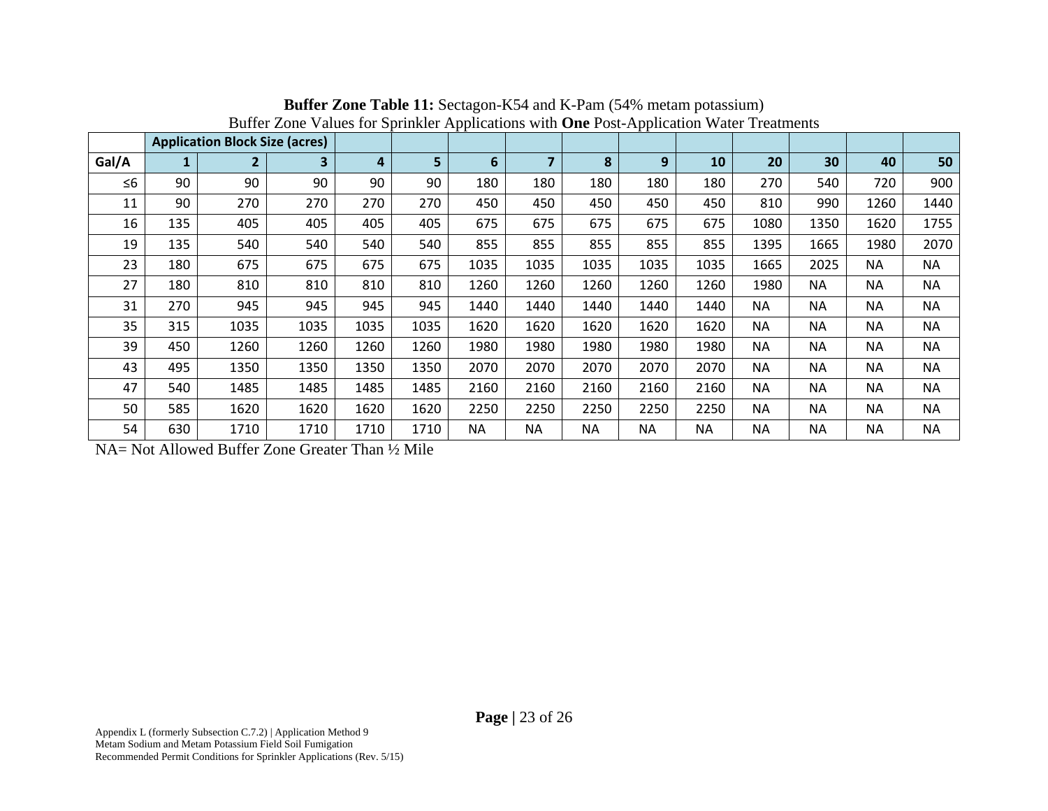**Buffer Zone Table 11:** Sectagon-K54 and K-Pam (54% metam potassium)
Buffer Zone Values for Sprinkler Applications with **One** Post-Application Water Treatments

| | Application Block Size (acres) | | | | | | | | | | | | |
|---|---|---|---|---|---|---|---|---|---|---|---|---|---|
| Gal/A | 1 | 2 | 3 | 4 | 5 | 6 | 7 | 8 | 9 | 10 | 20 | 30 | 40 | 50 |
| ≤6 | 90 | 90 | 90 | 90 | 90 | 180 | 180 | 180 | 180 | 180 | 270 | 540 | 720 | 900 |
| 11 | 90 | 270 | 270 | 270 | 270 | 450 | 450 | 450 | 450 | 450 | 810 | 990 | 1260 | 1440 |
| 16 | 135 | 405 | 405 | 405 | 405 | 675 | 675 | 675 | 675 | 675 | 1080 | 1350 | 1620 | 1755 |
| 19 | 135 | 540 | 540 | 540 | 540 | 855 | 855 | 855 | 855 | 855 | 1395 | 1665 | 1980 | 2070 |
| 23 | 180 | 675 | 675 | 675 | 675 | 1035 | 1035 | 1035 | 1035 | 1035 | 1665 | 2025 | NA | NA |
| 27 | 180 | 810 | 810 | 810 | 810 | 1260 | 1260 | 1260 | 1260 | 1260 | 1980 | NA | NA | NA |
| 31 | 270 | 945 | 945 | 945 | 945 | 1440 | 1440 | 1440 | 1440 | 1440 | NA | NA | NA | NA |
| 35 | 315 | 1035 | 1035 | 1035 | 1035 | 1620 | 1620 | 1620 | 1620 | 1620 | NA | NA | NA | NA |
| 39 | 450 | 1260 | 1260 | 1260 | 1260 | 1980 | 1980 | 1980 | 1980 | 1980 | NA | NA | NA | NA |
| 43 | 495 | 1350 | 1350 | 1350 | 1350 | 2070 | 2070 | 2070 | 2070 | 2070 | NA | NA | NA | NA |
| 47 | 540 | 1485 | 1485 | 1485 | 1485 | 2160 | 2160 | 2160 | 2160 | 2160 | NA | NA | NA | NA |
| 50 | 585 | 1620 | 1620 | 1620 | 1620 | 2250 | 2250 | 2250 | 2250 | 2250 | NA | NA | NA | NA |
| 54 | 630 | 1710 | 1710 | 1710 | 1710 | NA | NA | NA | NA | NA | NA | NA | NA | NA |

NA= Not Allowed Buffer Zone Greater Than ½ Mile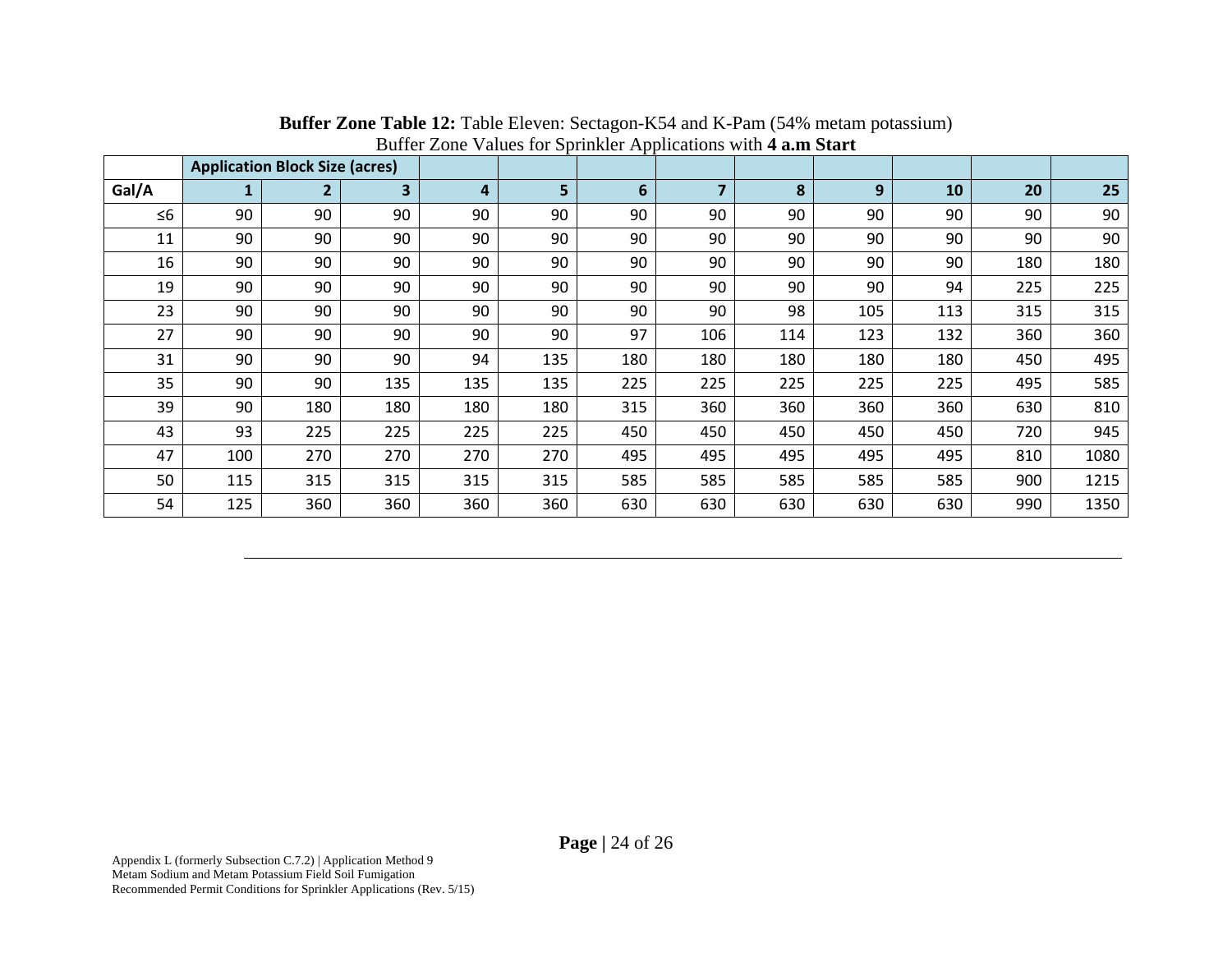**Buffer Zone Table 12:** Table Eleven: Sectagon-K54 and K-Pam (54% metam potassium) Buffer Zone Values for Sprinkler Applications with **4 a.m Start**

| | Application Block Size (acres) | | | | | | | | | | | |
|---|---|---|---|---|---|---|---|---|---|---|---|---|
| **Gal/A** | **1** | **2** | **3** | **4** | **5** | **6** | **7** | **8** | **9** | **10** | **20** | **25** |
| ≤6 | 90 | 90 | 90 | 90 | 90 | 90 | 90 | 90 | 90 | 90 | 90 | 90 |
| 11 | 90 | 90 | 90 | 90 | 90 | 90 | 90 | 90 | 90 | 90 | 90 | 90 |
| 16 | 90 | 90 | 90 | 90 | 90 | 90 | 90 | 90 | 90 | 90 | 180 | 180 |
| 19 | 90 | 90 | 90 | 90 | 90 | 90 | 90 | 90 | 90 | 94 | 225 | 225 |
| 23 | 90 | 90 | 90 | 90 | 90 | 90 | 90 | 98 | 105 | 113 | 315 | 315 |
| 27 | 90 | 90 | 90 | 90 | 90 | 97 | 106 | 114 | 123 | 132 | 360 | 360 |
| 31 | 90 | 90 | 90 | 94 | 135 | 180 | 180 | 180 | 180 | 180 | 450 | 495 |
| 35 | 90 | 90 | 135 | 135 | 135 | 225 | 225 | 225 | 225 | 225 | 495 | 585 |
| 39 | 90 | 180 | 180 | 180 | 180 | 315 | 360 | 360 | 360 | 360 | 630 | 810 |
| 43 | 93 | 225 | 225 | 225 | 225 | 450 | 450 | 450 | 450 | 450 | 720 | 945 |
| 47 | 100 | 270 | 270 | 270 | 270 | 495 | 495 | 495 | 495 | 495 | 810 | 1080 |
| 50 | 115 | 315 | 315 | 315 | 315 | 585 | 585 | 585 | 585 | 585 | 900 | 1215 |
| 54 | 125 | 360 | 360 | 360 | 360 | 630 | 630 | 630 | 630 | 630 | 990 | 1350 |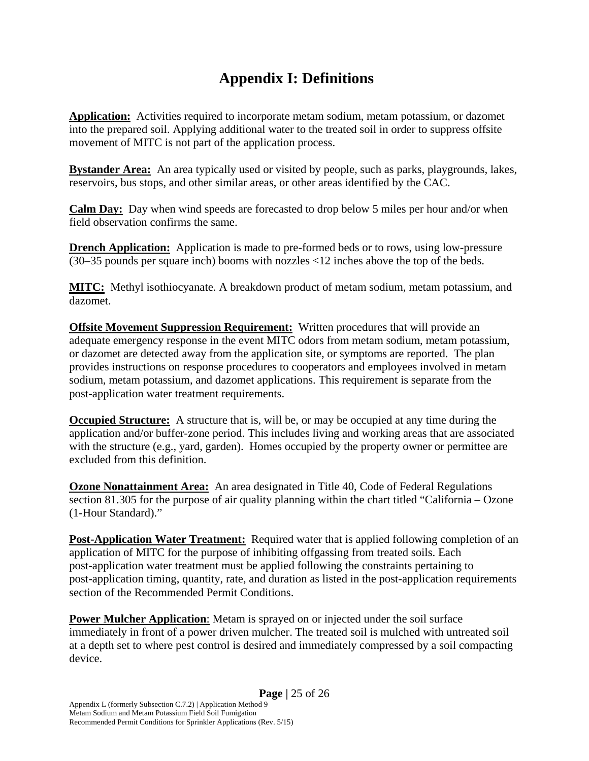# Appendix I: Definitions

**Application:** Activities required to incorporate metam sodium, metam potassium, or dazomet into the prepared soil. Applying additional water to the treated soil in order to suppress offsite movement of MITC is not part of the application process.

**Bystander Area:** An area typically used or visited by people, such as parks, playgrounds, lakes, reservoirs, bus stops, and other similar areas, or other areas identified by the CAC.

**Calm Day:** Day when wind speeds are forecasted to drop below 5 miles per hour and/or when field observation confirms the same.

**Drench Application:** Application is made to pre-formed beds or to rows, using low-pressure (30–35 pounds per square inch) booms with nozzles <12 inches above the top of the beds.

**MITC:** Methyl isothiocyanate. A breakdown product of metam sodium, metam potassium, and dazomet.

**Offsite Movement Suppression Requirement:** Written procedures that will provide an adequate emergency response in the event MITC odors from metam sodium, metam potassium, or dazomet are detected away from the application site, or symptoms are reported. The plan provides instructions on response procedures to cooperators and employees involved in metam sodium, metam potassium, and dazomet applications. This requirement is separate from the post-application water treatment requirements.

**Occupied Structure:** A structure that is, will be, or may be occupied at any time during the application and/or buffer-zone period. This includes living and working areas that are associated with the structure (e.g., yard, garden). Homes occupied by the property owner or permittee are excluded from this definition.

**Ozone Nonattainment Area:** An area designated in Title 40, Code of Federal Regulations section 81.305 for the purpose of air quality planning within the chart titled "California – Ozone (1-Hour Standard)."

**Post-Application Water Treatment:** Required water that is applied following completion of an application of MITC for the purpose of inhibiting offgassing from treated soils. Each post-application water treatment must be applied following the constraints pertaining to post-application timing, quantity, rate, and duration as listed in the post-application requirements section of the Recommended Permit Conditions.

**Power Mulcher Application**: Metam is sprayed on or injected under the soil surface immediately in front of a power driven mulcher. The treated soil is mulched with untreated soil at a depth set to where pest control is desired and immediately compressed by a soil compacting device.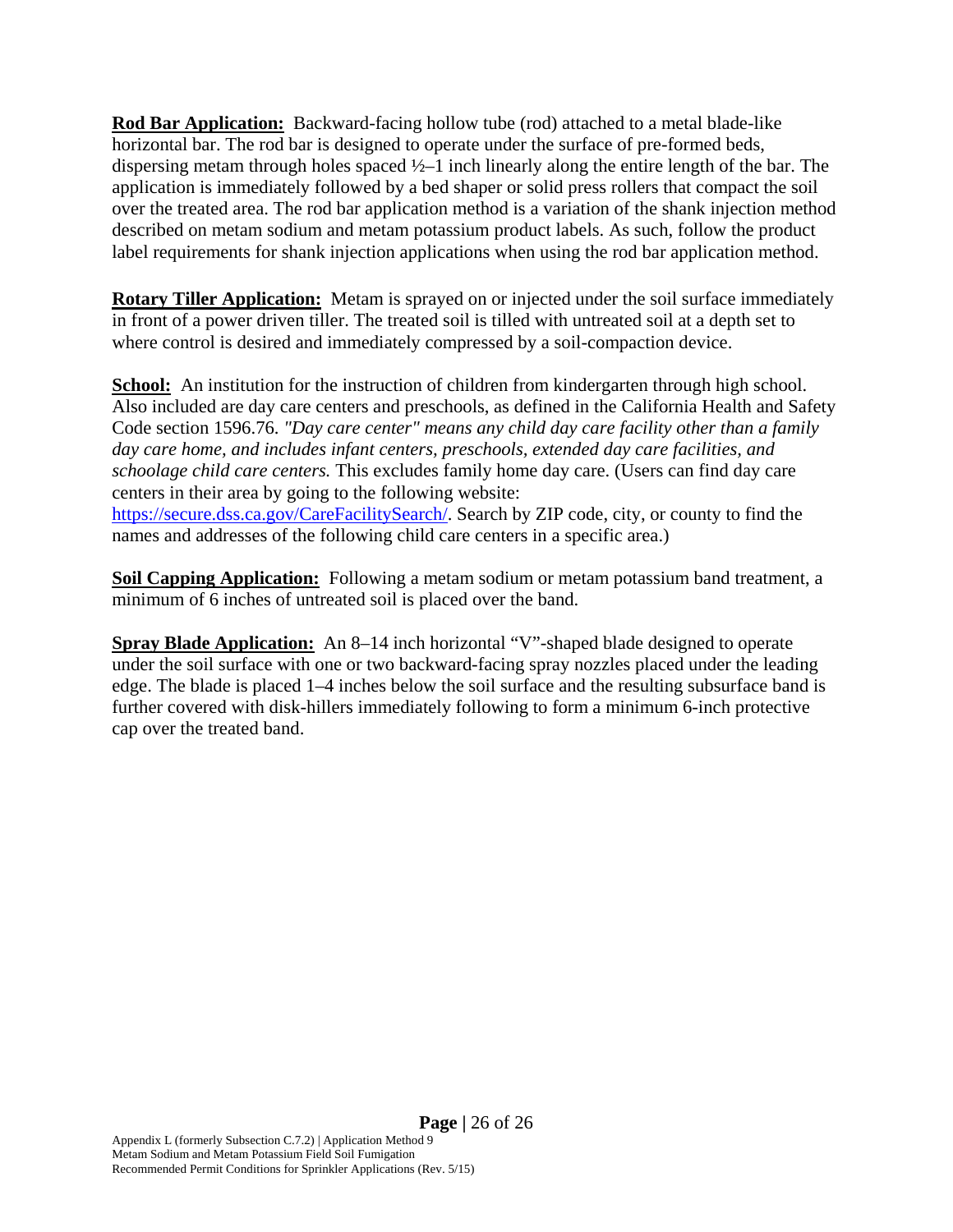**Rod Bar Application:** Backward-facing hollow tube (rod) attached to a metal blade-like horizontal bar. The rod bar is designed to operate under the surface of pre-formed beds, dispersing metam through holes spaced ½–1 inch linearly along the entire length of the bar. The application is immediately followed by a bed shaper or solid press rollers that compact the soil over the treated area. The rod bar application method is a variation of the shank injection method described on metam sodium and metam potassium product labels. As such, follow the product label requirements for shank injection applications when using the rod bar application method.

**Rotary Tiller Application:** Metam is sprayed on or injected under the soil surface immediately in front of a power driven tiller. The treated soil is tilled with untreated soil at a depth set to where control is desired and immediately compressed by a soil-compaction device.

**School:** An institution for the instruction of children from kindergarten through high school. Also included are day care centers and preschools, as defined in the California Health and Safety Code section 1596.76. *"Day care center" means any child day care facility other than a family day care home, and includes infant centers, preschools, extended day care facilities, and schoolage child care centers.* This excludes family home day care. (Users can find day care centers in their area by going to the following website: https://secure.dss.ca.gov/CareFacilitySearch/. Search by ZIP code, city, or county to find the names and addresses of the following child care centers in a specific area.)

**Soil Capping Application:** Following a metam sodium or metam potassium band treatment, a minimum of 6 inches of untreated soil is placed over the band.

**Spray Blade Application:** An 8–14 inch horizontal "V"-shaped blade designed to operate under the soil surface with one or two backward-facing spray nozzles placed under the leading edge. The blade is placed 1–4 inches below the soil surface and the resulting subsurface band is further covered with disk-hillers immediately following to form a minimum 6-inch protective cap over the treated band.